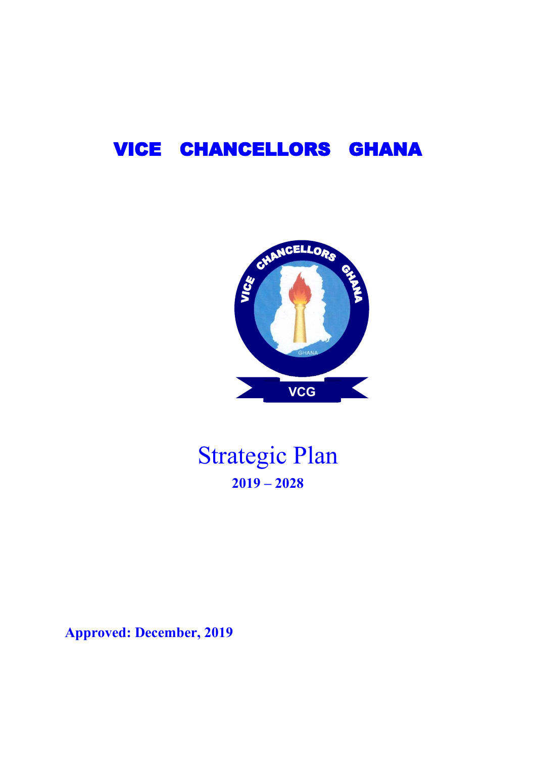# VICE CHANCELLORS GHANA

# Strategic Plan

**2019 – 2028**

**Approved: December, 2019**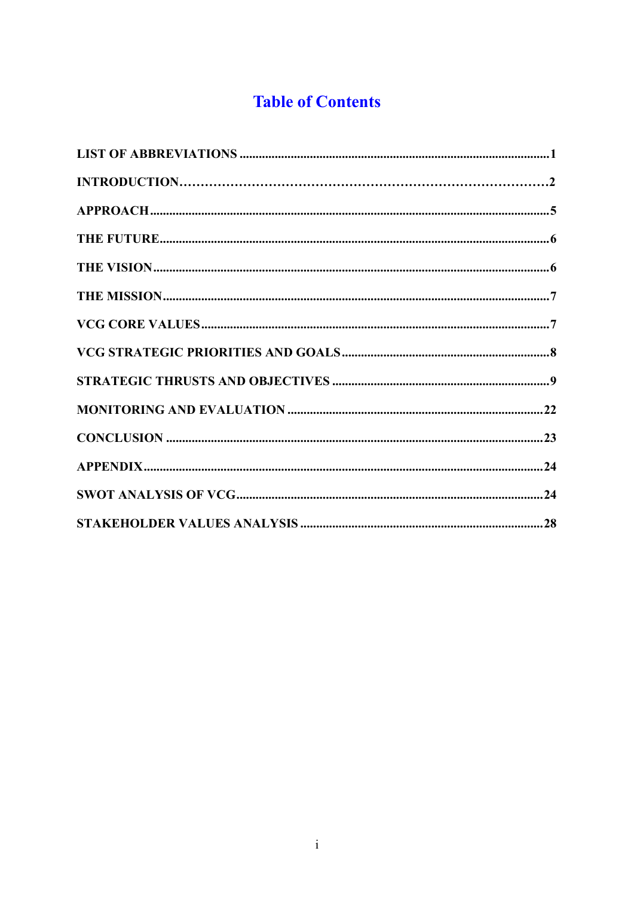# Table of Contents

LIST OF ABBREVIATIONS ............................................................................................1

INTRODUCTION……………………………………………………………………………2

APPROACH ..........................................................................................................................5

THE FUTURE........................................................................................................................6

THE VISION..........................................................................................................................6

THE MISSION.......................................................................................................................7

VCG CORE VALUES...........................................................................................................7

VCG STRATEGIC PRIORITIES AND GOALS ...............................................................8

STRATEGIC THRUSTS AND OBJECTIVES ..................................................................9

MONITORING AND EVALUATION ..............................................................................22

CONCLUSION ....................................................................................................................23

APPENDIX...........................................................................................................................24

SWOT ANALYSIS OF VCG..............................................................................................24

STAKEHOLDER VALUES ANALYSIS ..........................................................................28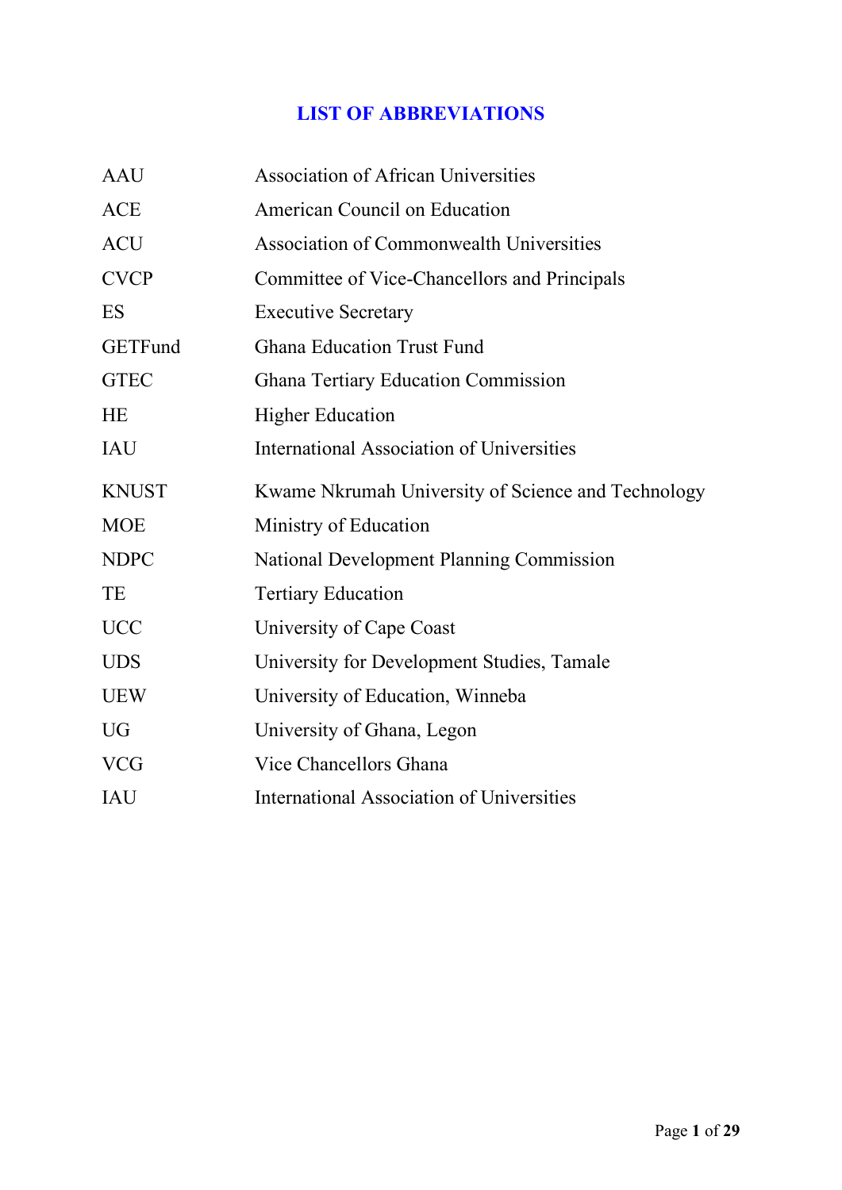## LIST OF ABBREVIATIONS

| | |
|---|---|
| AAU | Association of African Universities |
| ACE | American Council on Education |
| ACU | Association of Commonwealth Universities |
| CVCP | Committee of Vice-Chancellors and Principals |
| ES | Executive Secretary |
| GETFund | Ghana Education Trust Fund |
| GTEC | Ghana Tertiary Education Commission |
| HE | Higher Education |
| IAU | International Association of Universities |
| KNUST | Kwame Nkrumah University of Science and Technology |
| MOE | Ministry of Education |
| NDPC | National Development Planning Commission |
| TE | Tertiary Education |
| UCC | University of Cape Coast |
| UDS | University for Development Studies, Tamale |
| UEW | University of Education, Winneba |
| UG | University of Ghana, Legon |
| VCG | Vice Chancellors Ghana |
| IAU | International Association of Universities |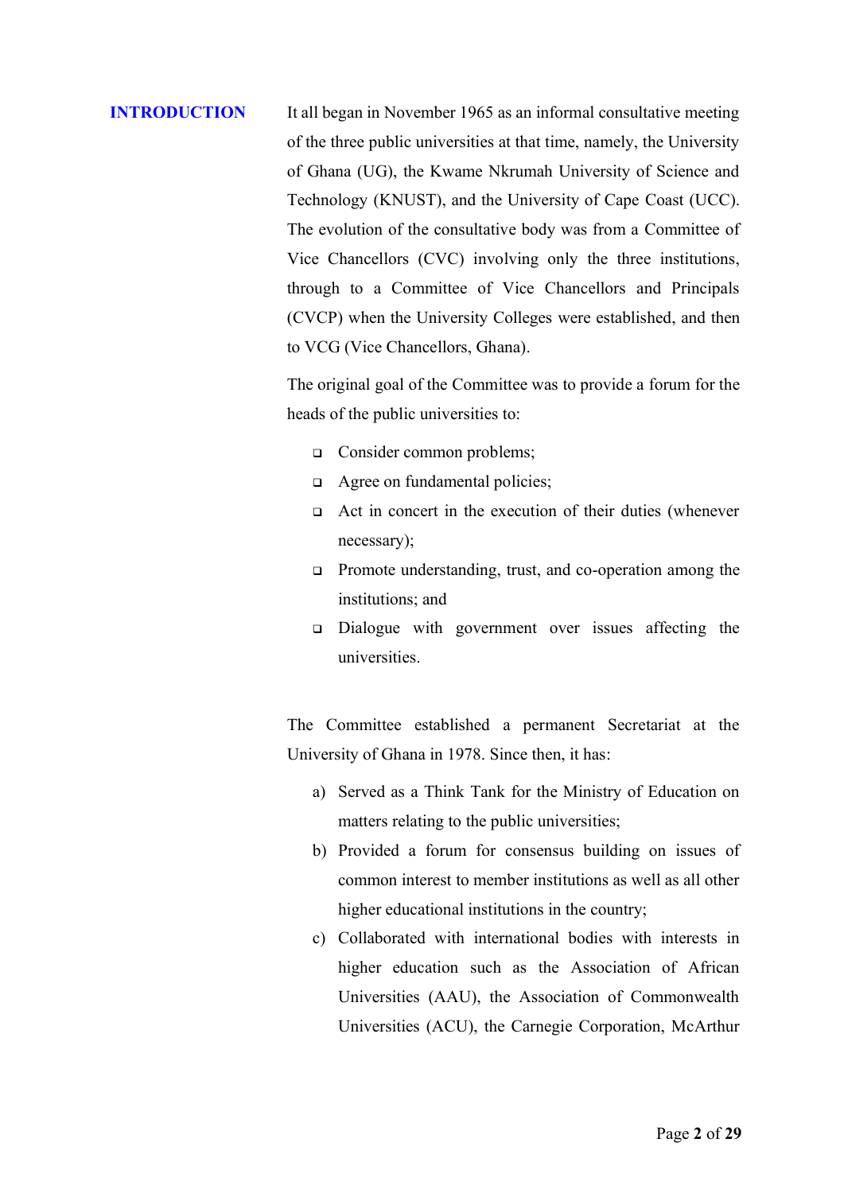## INTRODUCTION

It all began in November 1965 as an informal consultative meeting of the three public universities at that time, namely, the University of Ghana (UG), the Kwame Nkrumah University of Science and Technology (KNUST), and the University of Cape Coast (UCC). The evolution of the consultative body was from a Committee of Vice Chancellors (CVC) involving only the three institutions, through to a Committee of Vice Chancellors and Principals (CVCP) when the University Colleges were established, and then to VCG (Vice Chancellors, Ghana).

The original goal of the Committee was to provide a forum for the heads of the public universities to:

- Consider common problems;
- Agree on fundamental policies;
- Act in concert in the execution of their duties (whenever necessary);
- Promote understanding, trust, and co-operation among the institutions; and
- Dialogue with government over issues affecting the universities.

The Committee established a permanent Secretariat at the University of Ghana in 1978. Since then, it has:

a) Served as a Think Tank for the Ministry of Education on matters relating to the public universities;
b) Provided a forum for consensus building on issues of common interest to member institutions as well as all other higher educational institutions in the country;
c) Collaborated with international bodies with interests in higher education such as the Association of African Universities (AAU), the Association of Commonwealth Universities (ACU), the Carnegie Corporation, McArthur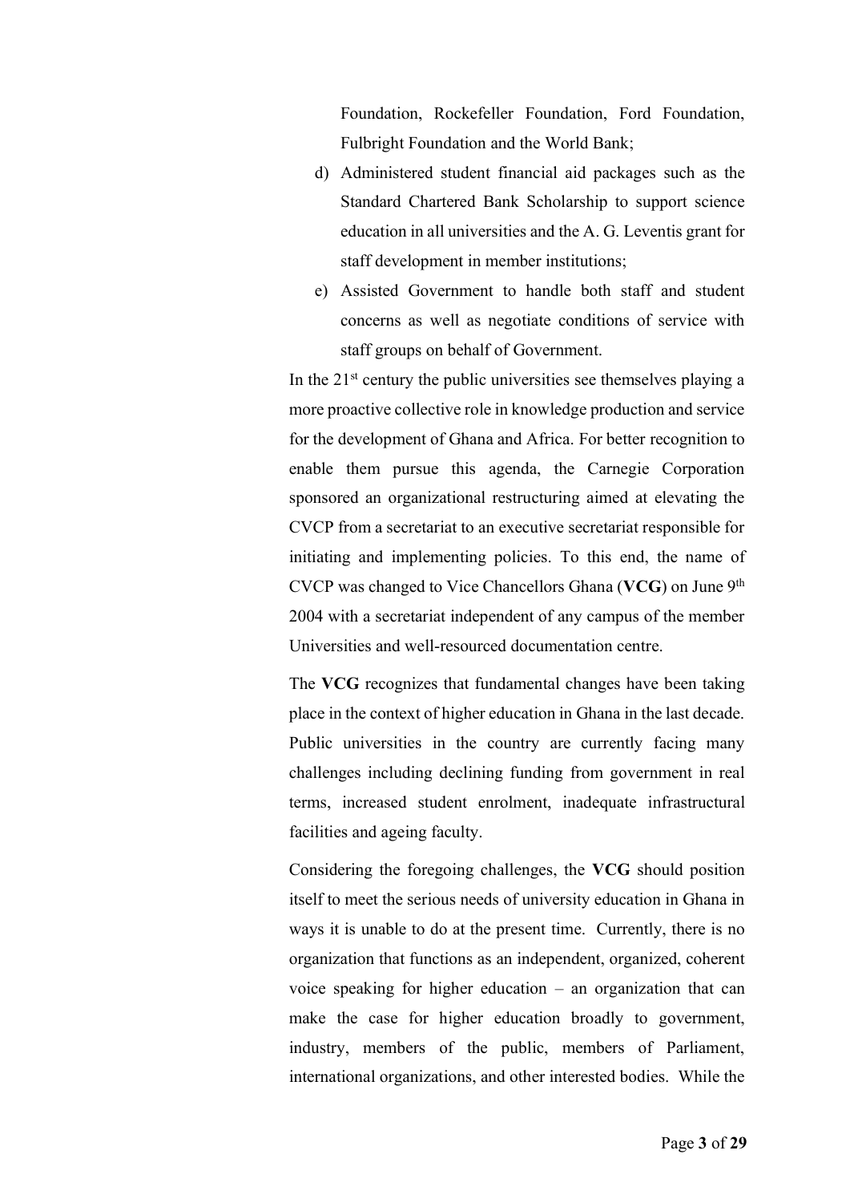Foundation, Rockefeller Foundation, Ford Foundation, Fulbright Foundation and the World Bank;

d) Administered student financial aid packages such as the Standard Chartered Bank Scholarship to support science education in all universities and the A. G. Leventis grant for staff development in member institutions;

e) Assisted Government to handle both staff and student concerns as well as negotiate conditions of service with staff groups on behalf of Government.

In the 21st century the public universities see themselves playing a more proactive collective role in knowledge production and service for the development of Ghana and Africa. For better recognition to enable them pursue this agenda, the Carnegie Corporation sponsored an organizational restructuring aimed at elevating the CVCP from a secretariat to an executive secretariat responsible for initiating and implementing policies. To this end, the name of CVCP was changed to Vice Chancellors Ghana (**VCG**) on June 9th 2004 with a secretariat independent of any campus of the member Universities and well-resourced documentation centre.

The **VCG** recognizes that fundamental changes have been taking place in the context of higher education in Ghana in the last decade. Public universities in the country are currently facing many challenges including declining funding from government in real terms, increased student enrolment, inadequate infrastructural facilities and ageing faculty.

Considering the foregoing challenges, the **VCG** should position itself to meet the serious needs of university education in Ghana in ways it is unable to do at the present time. Currently, there is no organization that functions as an independent, organized, coherent voice speaking for higher education – an organization that can make the case for higher education broadly to government, industry, members of the public, members of Parliament, international organizations, and other interested bodies. While the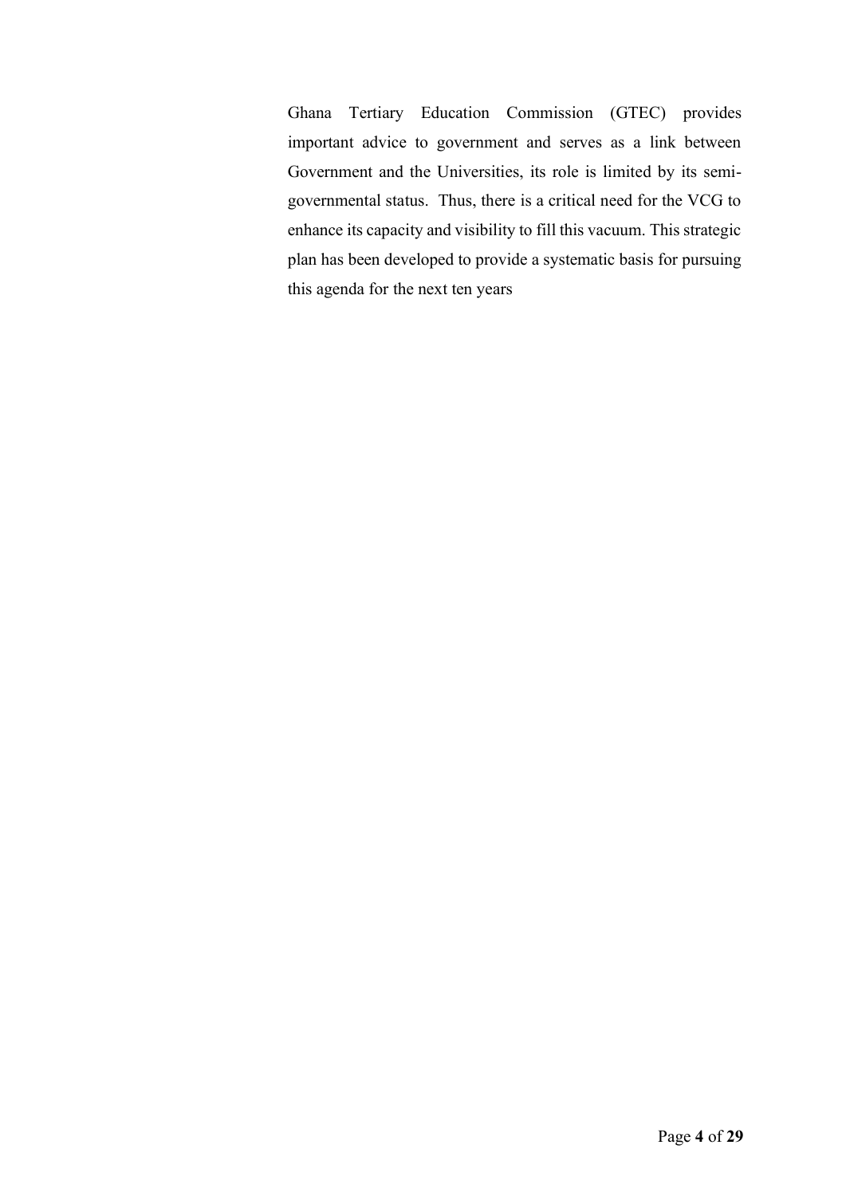Ghana Tertiary Education Commission (GTEC) provides important advice to government and serves as a link between Government and the Universities, its role is limited by its semi-governmental status. Thus, there is a critical need for the VCG to enhance its capacity and visibility to fill this vacuum. This strategic plan has been developed to provide a systematic basis for pursuing this agenda for the next ten years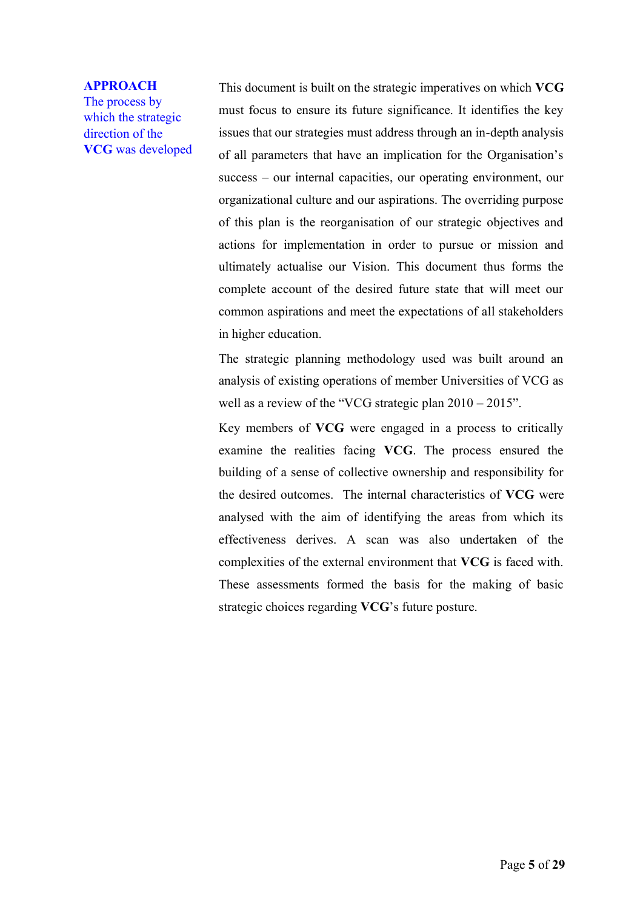## APPROACH

The process by which the strategic direction of the **VCG** was developed

This document is built on the strategic imperatives on which **VCG** must focus to ensure its future significance. It identifies the key issues that our strategies must address through an in-depth analysis of all parameters that have an implication for the Organisation's success – our internal capacities, our operating environment, our organizational culture and our aspirations. The overriding purpose of this plan is the reorganisation of our strategic objectives and actions for implementation in order to pursue or mission and ultimately actualise our Vision. This document thus forms the complete account of the desired future state that will meet our common aspirations and meet the expectations of all stakeholders in higher education.

The strategic planning methodology used was built around an analysis of existing operations of member Universities of VCG as well as a review of the "VCG strategic plan 2010 – 2015".

Key members of **VCG** were engaged in a process to critically examine the realities facing **VCG**. The process ensured the building of a sense of collective ownership and responsibility for the desired outcomes. The internal characteristics of **VCG** were analysed with the aim of identifying the areas from which its effectiveness derives. A scan was also undertaken of the complexities of the external environment that **VCG** is faced with. These assessments formed the basis for the making of basic strategic choices regarding **VCG**'s future posture.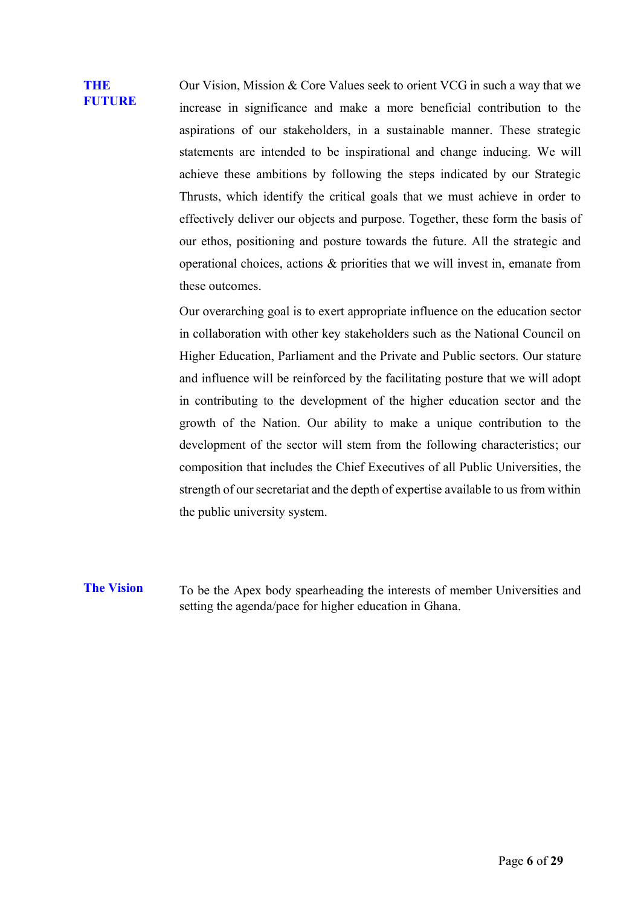## THE FUTURE

Our Vision, Mission & Core Values seek to orient VCG in such a way that we increase in significance and make a more beneficial contribution to the aspirations of our stakeholders, in a sustainable manner. These strategic statements are intended to be inspirational and change inducing. We will achieve these ambitions by following the steps indicated by our Strategic Thrusts, which identify the critical goals that we must achieve in order to effectively deliver our objects and purpose. Together, these form the basis of our ethos, positioning and posture towards the future. All the strategic and operational choices, actions & priorities that we will invest in, emanate from these outcomes.

Our overarching goal is to exert appropriate influence on the education sector in collaboration with other key stakeholders such as the National Council on Higher Education, Parliament and the Private and Public sectors. Our stature and influence will be reinforced by the facilitating posture that we will adopt in contributing to the development of the higher education sector and the growth of the Nation. Our ability to make a unique contribution to the development of the sector will stem from the following characteristics; our composition that includes the Chief Executives of all Public Universities, the strength of our secretariat and the depth of expertise available to us from within the public university system.

## The Vision

To be the Apex body spearheading the interests of member Universities and setting the agenda/pace for higher education in Ghana.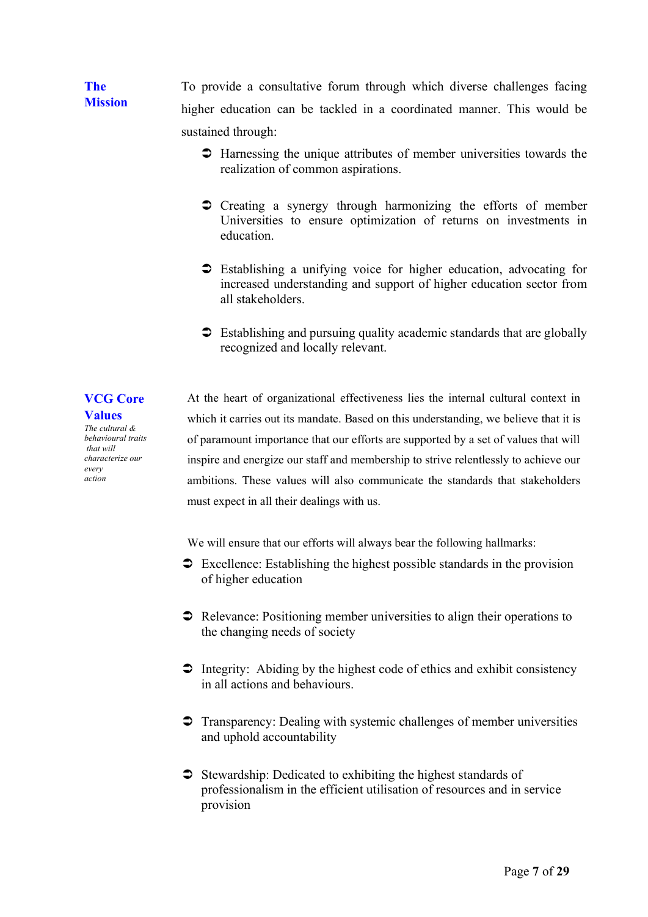## The Mission

To provide a consultative forum through which diverse challenges facing higher education can be tackled in a coordinated manner. This would be sustained through:

- Harnessing the unique attributes of member universities towards the realization of common aspirations.
- Creating a synergy through harmonizing the efforts of member Universities to ensure optimization of returns on investments in education.
- Establishing a unifying voice for higher education, advocating for increased understanding and support of higher education sector from all stakeholders.
- Establishing and pursuing quality academic standards that are globally recognized and locally relevant.

## VCG Core Values

*The cultural & behavioural traits that will characterize our every action*

At the heart of organizational effectiveness lies the internal cultural context in which it carries out its mandate. Based on this understanding, we believe that it is of paramount importance that our efforts are supported by a set of values that will inspire and energize our staff and membership to strive relentlessly to achieve our ambitions. These values will also communicate the standards that stakeholders must expect in all their dealings with us.

We will ensure that our efforts will always bear the following hallmarks:

- Excellence: Establishing the highest possible standards in the provision of higher education
- Relevance: Positioning member universities to align their operations to the changing needs of society
- Integrity: Abiding by the highest code of ethics and exhibit consistency in all actions and behaviours.
- Transparency: Dealing with systemic challenges of member universities and uphold accountability
- Stewardship: Dedicated to exhibiting the highest standards of professionalism in the efficient utilisation of resources and in service provision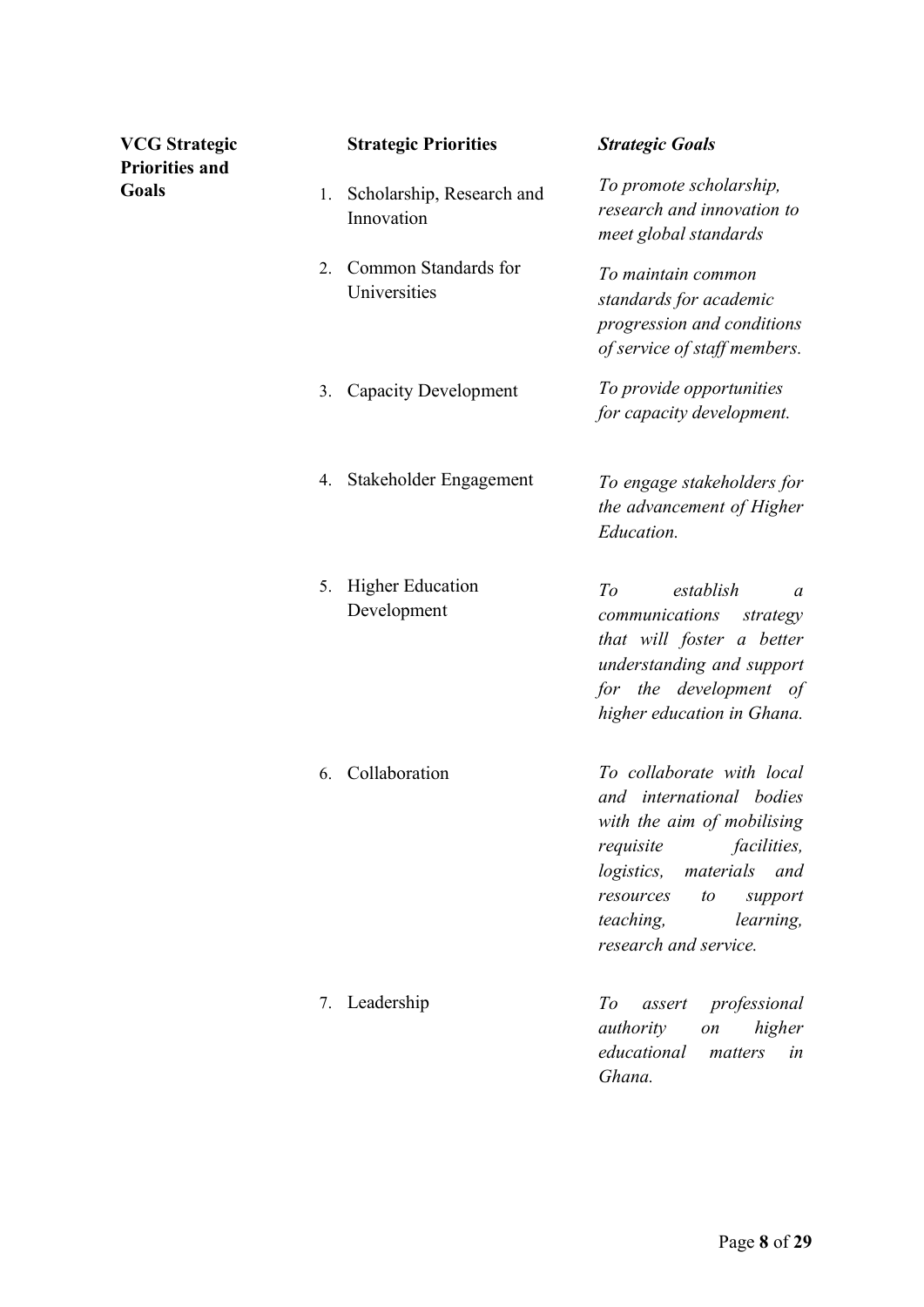| **VCG Strategic Priorities and Goals** | **Strategic Priorities** | ***Strategic Goals*** |
|---|---|---|
| | 1. Scholarship, Research and Innovation | *To promote scholarship, research and innovation to meet global standards* |
| | 2. Common Standards for Universities | *To maintain common standards for academic progression and conditions of service of staff members.* |
| | 3. Capacity Development | *To provide opportunities for capacity development.* |
| | 4. Stakeholder Engagement | *To engage stakeholders for the advancement of Higher Education.* |
| | 5. Higher Education Development | *To establish a communications strategy that will foster a better understanding and support for the development of higher education in Ghana.* |
| | 6. Collaboration | *To collaborate with local and international bodies with the aim of mobilising requisite facilities, logistics, materials and resources to support teaching, learning, research and service.* |
| | 7. Leadership | *To assert professional authority on higher educational matters in Ghana.* |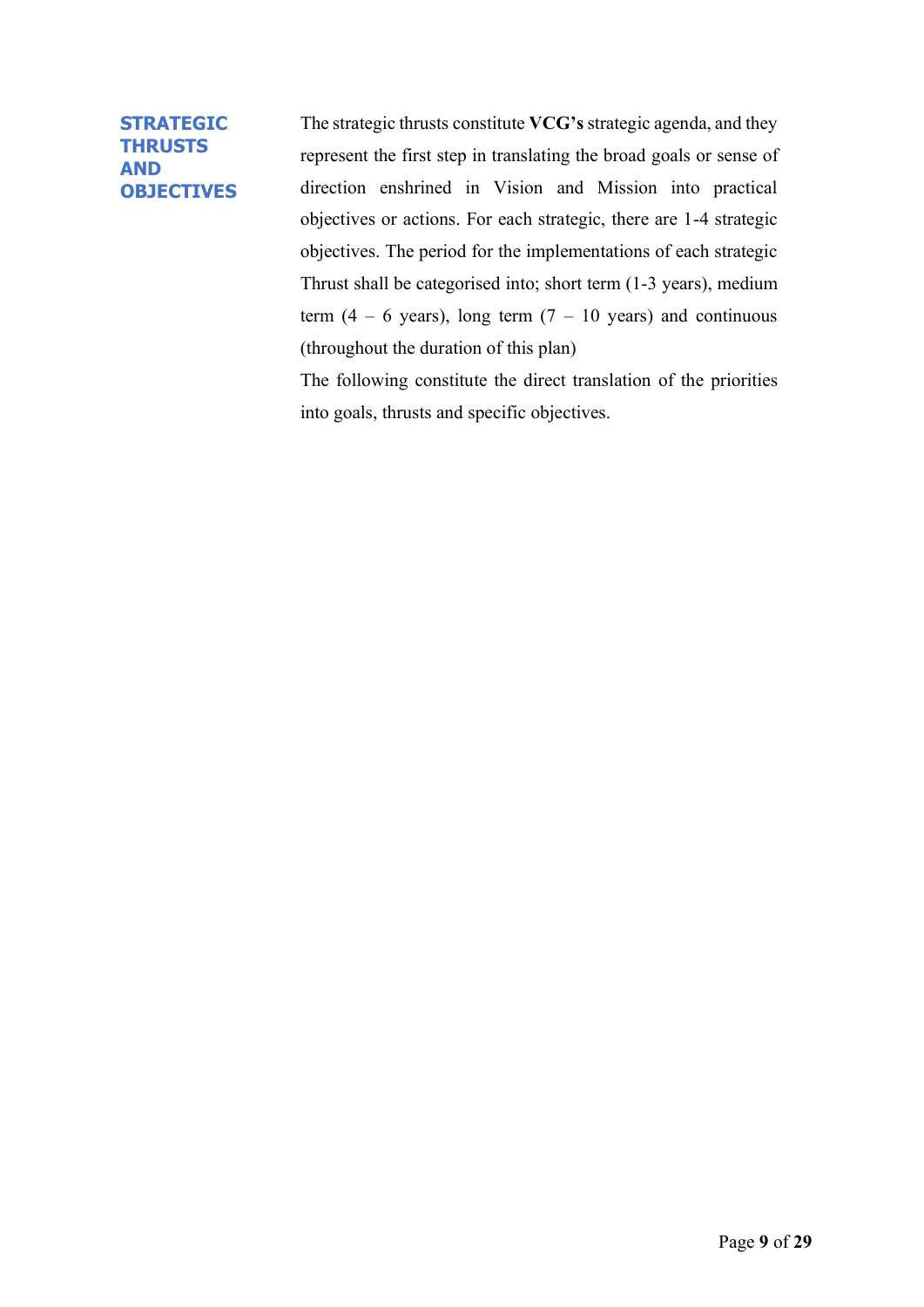## STRATEGIC THRUSTS AND OBJECTIVES

The strategic thrusts constitute **VCG's** strategic agenda, and they represent the first step in translating the broad goals or sense of direction enshrined in Vision and Mission into practical objectives or actions. For each strategic, there are 1-4 strategic objectives. The period for the implementations of each strategic Thrust shall be categorised into; short term (1-3 years), medium term (4 – 6 years), long term (7 – 10 years) and continuous (throughout the duration of this plan)

The following constitute the direct translation of the priorities into goals, thrusts and specific objectives.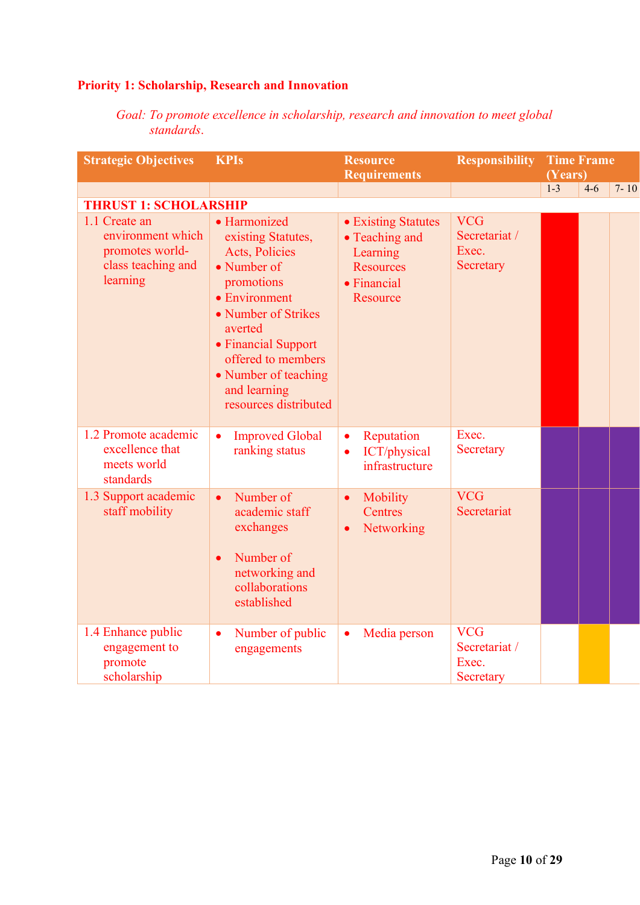**Priority 1: Scholarship, Research and Innovation**

*Goal: To promote excellence in scholarship, research and innovation to meet global standards.*

| Strategic Objectives | KPIs | Resource Requirements | Responsibility | Time Frame (Years) | | |
|---|---|---|---|---|---|---|
| | | | | 1-3 | 4-6 | 7- 10 |
| **THRUST 1: SCHOLARSHIP** | | | | | | |
| 1.1 Create an environment which promotes world-class teaching and learning | • Harmonized existing Statutes, Acts, Policies<br>• Number of promotions<br>• Environment<br>• Number of Strikes averted<br>• Financial Support offered to members<br>• Number of teaching and learning resources distributed | • Existing Statutes<br>• Teaching and Learning Resources<br>• Financial Resource | VCG Secretariat / Exec. Secretary | | | |
| 1.2 Promote academic excellence that meets world standards | • Improved Global ranking status | • Reputation<br>• ICT/physical infrastructure | Exec. Secretary | | | |
| 1.3 Support academic staff mobility | • Number of academic staff exchanges<br>• Number of networking and collaborations established | • Mobility Centres<br>• Networking | VCG Secretariat | | | |
| 1.4 Enhance public engagement to promote scholarship | • Number of public engagements | • Media person | VCG Secretariat / Exec. Secretary | | | |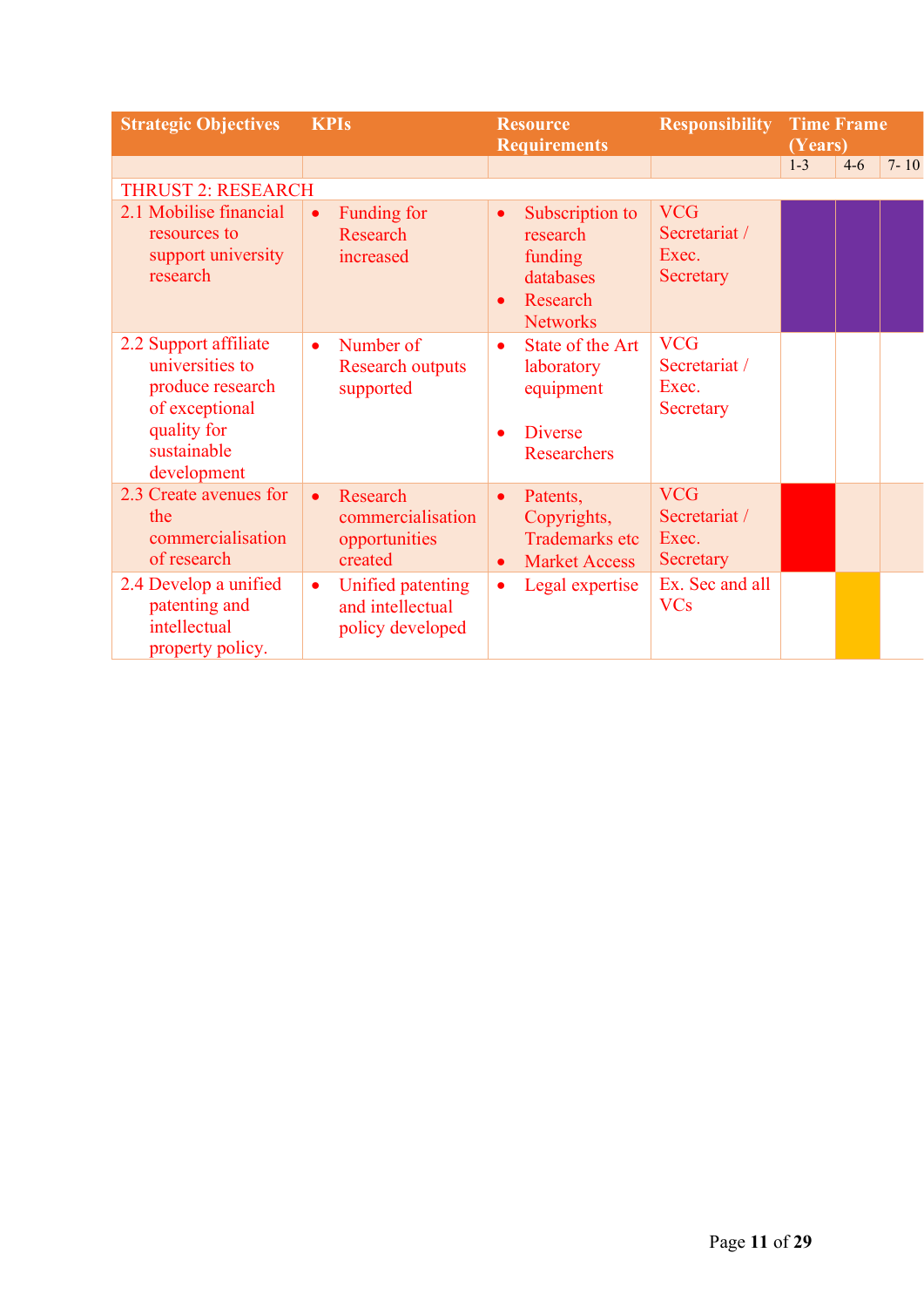| Strategic Objectives | KPIs | Resource Requirements | Responsibility | Time Frame (Years) | | |
|---|---|---|---|---|---|---|
| | | | | 1-3 | 4-6 | 7- 10 |
| THRUST 2: RESEARCH | | | | | | |
| 2.1 Mobilise financial resources to support university research | • Funding for Research increased | • Subscription to research funding databases<br>• Research Networks | VCG Secretariat / Exec. Secretary | | | |
| 2.2 Support affiliate universities to produce research of exceptional quality for sustainable development | • Number of Research outputs supported | • State of the Art laboratory equipment<br>• Diverse Researchers | VCG Secretariat / Exec. Secretary | | | |
| 2.3 Create avenues for the commercialisation of research | • Research commercialisation opportunities created | • Patents, Copyrights, Trademarks etc<br>• Market Access | VCG Secretariat / Exec. Secretary | | | |
| 2.4 Develop a unified patenting and intellectual property policy. | • Unified patenting and intellectual policy developed | • Legal expertise | Ex. Sec and all VCs | | | |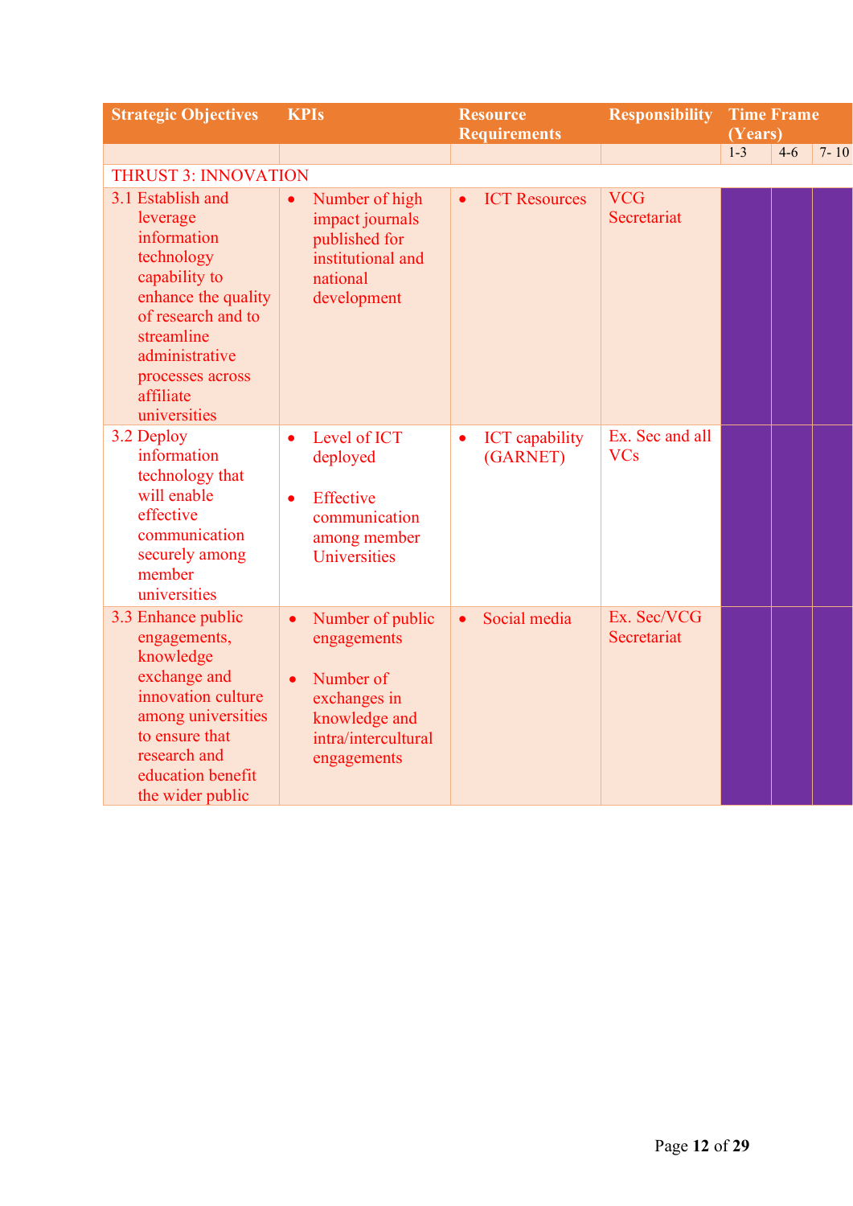| Strategic Objectives | KPIs | Resource Requirements | Responsibility | Time Frame (Years) | | |
|---|---|---|---|---|---|---|
| | | | | 1-3 | 4-6 | 7- 10 |
| THRUST 3: INNOVATION | | | | | | |
| 3.1 Establish and leverage information technology capability to enhance the quality of research and to streamline administrative processes across affiliate universities | • Number of high impact journals published for institutional and national development | • ICT Resources | VCG Secretariat | | | |
| 3.2 Deploy information technology that will enable effective communication securely among member universities | • Level of ICT deployed<br>• Effective communication among member Universities | • ICT capability (GARNET) | Ex. Sec and all VCs | | | |
| 3.3 Enhance public engagements, knowledge exchange and innovation culture among universities to ensure that research and education benefit the wider public | • Number of public engagements<br>• Number of exchanges in knowledge and intra/intercultural engagements | • Social media | Ex. Sec/VCG Secretariat | | | |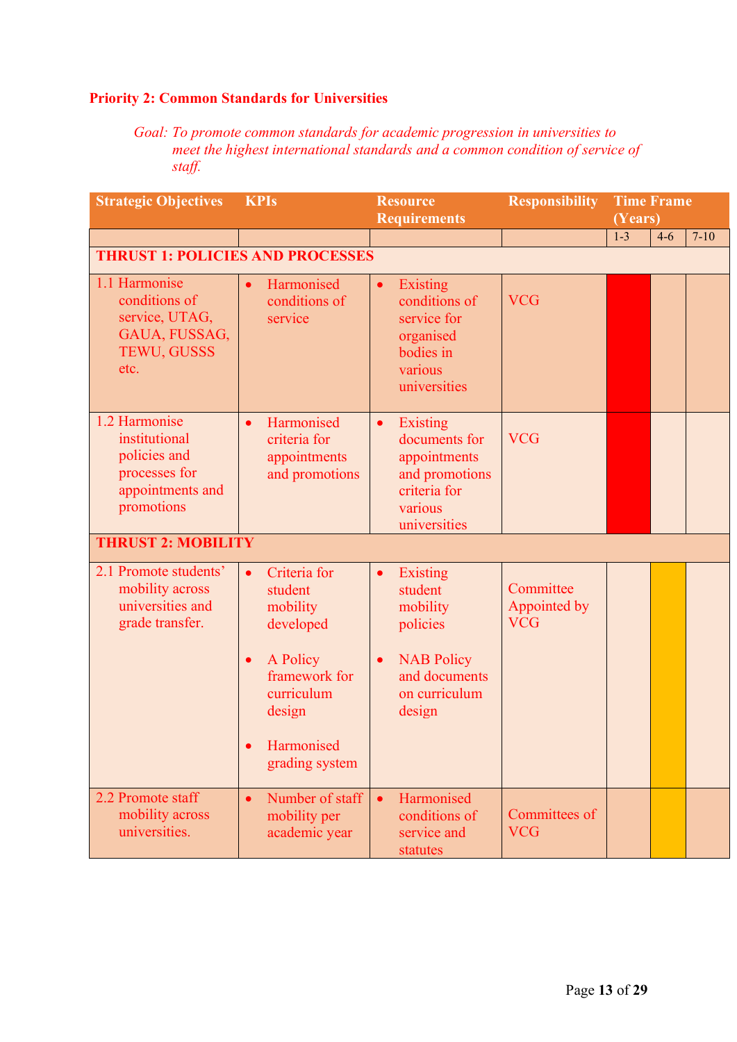**Priority 2: Common Standards for Universities**

*Goal: To promote common standards for academic progression in universities to meet the highest international standards and a common condition of service of staff.*

| Strategic Objectives | KPIs | Resource Requirements | Responsibility | Time Frame (Years) | | |
|---|---|---|---|---|---|---|
| | | | | 1-3 | 4-6 | 7-10 |
| **THRUST 1: POLICIES AND PROCESSES** | | | | | | |
| 1.1 Harmonise conditions of service, UTAG, GAUA, FUSSAG, TEWU, GUSSS etc. | • Harmonised conditions of service | • Existing conditions of service for organised bodies in various universities | VCG | | | |
| 1.2 Harmonise institutional policies and processes for appointments and promotions | • Harmonised criteria for appointments and promotions | • Existing documents for appointments and promotions criteria for various universities | VCG | | | |
| **THRUST 2: MOBILITY** | | | | | | |
| 2.1 Promote students' mobility across universities and grade transfer. | • Criteria for student mobility developed<br>• A Policy framework for curriculum design<br>• Harmonised grading system | • Existing student mobility policies<br>• NAB Policy and documents on curriculum design | Committee Appointed by VCG | | | |
| 2.2 Promote staff mobility across universities. | • Number of staff mobility per academic year | • Harmonised conditions of service and statutes | Committees of VCG | | | |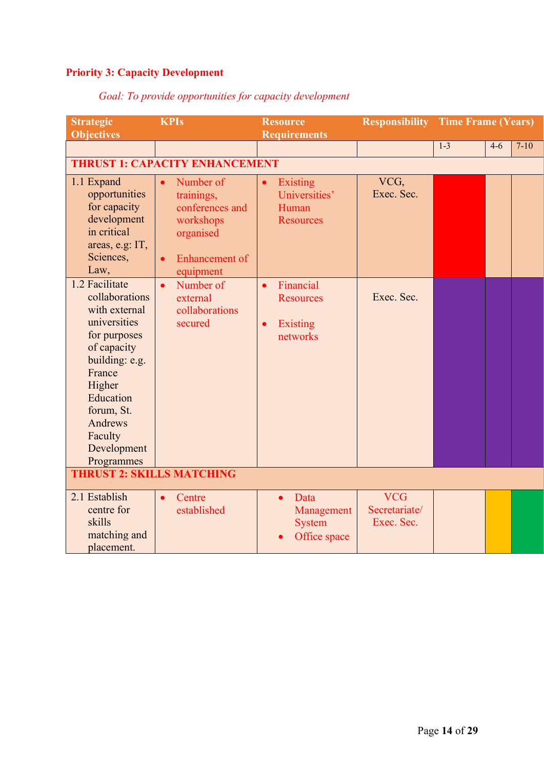**Priority 3: Capacity Development**

*Goal: To provide opportunities for capacity development*

| Strategic Objectives | KPIs | Resource Requirements | Responsibility | Time Frame (Years) | | |
|---|---|---|---|---|---|---|
| | | | | 1-3 | 4-6 | 7-10 |
| **THRUST 1: CAPACITY ENHANCEMENT** | | | | | | |
| 1.1 Expand opportunities for capacity development in critical areas, e.g: IT, Sciences, Law, | • Number of trainings, conferences and workshops organised<br>• Enhancement of equipment | • Existing Universities' Human Resources | VCG, Exec. Sec. | | | |
| 1.2 Facilitate collaborations with external universities for purposes of capacity building: e.g. France Higher Education forum, St. Andrews Faculty Development Programmes | • Number of external collaborations secured | • Financial Resources<br>• Existing networks | Exec. Sec. | | | |
| **THRUST 2: SKILLS MATCHING** | | | | | | |
| 2.1 Establish centre for skills matching and placement. | • Centre established | • Data Management System<br>• Office space | VCG Secretariate/ Exec. Sec. | | | |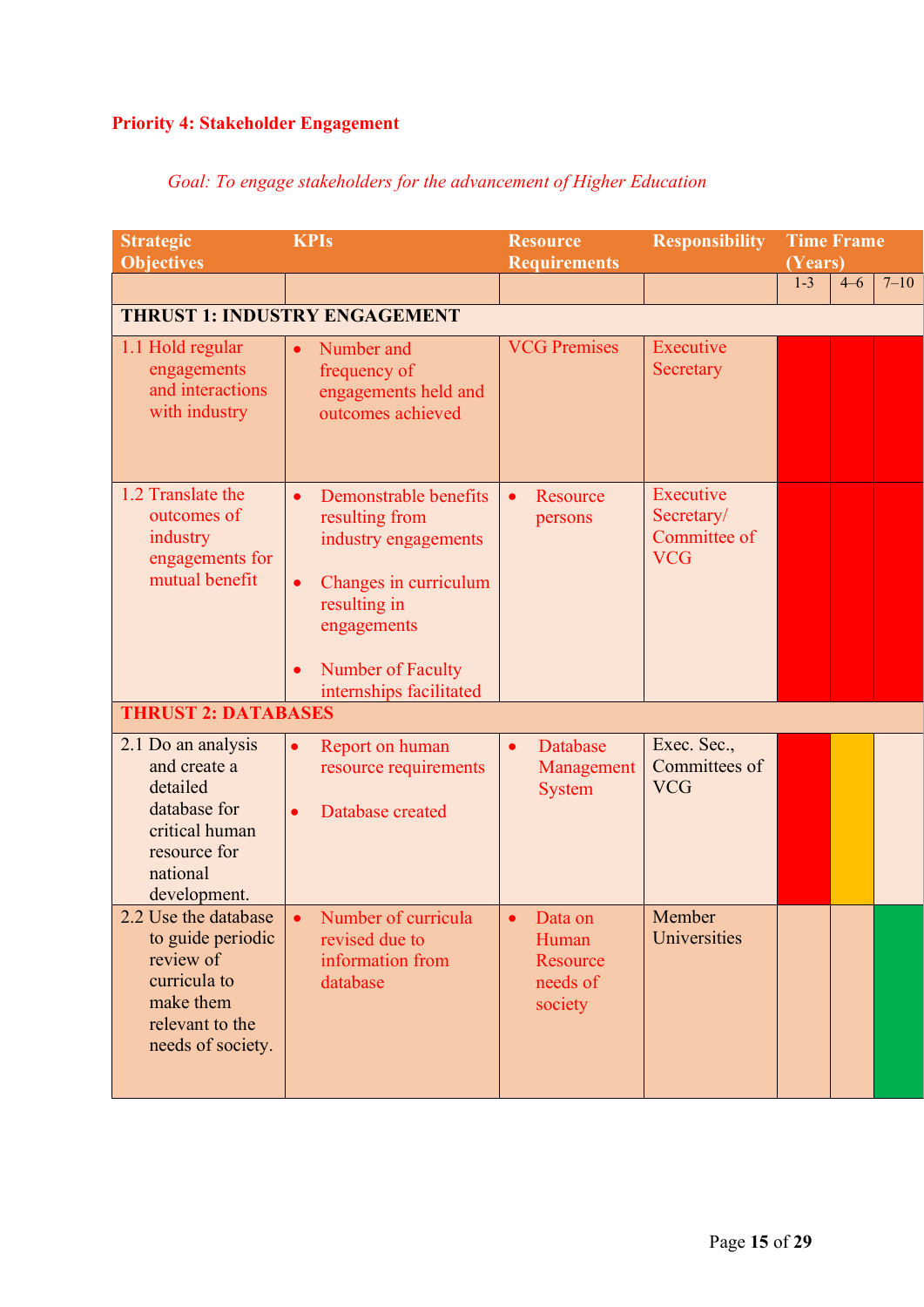**Priority 4: Stakeholder Engagement**

*Goal: To engage stakeholders for the advancement of Higher Education*

| Strategic Objectives | KPIs | Resource Requirements | Responsibility | Time Frame (Years) | | |
|---|---|---|---|---|---|---|
| | | | | 1-3 | 4–6 | 7–10 |
| **THRUST 1: INDUSTRY ENGAGEMENT** | | | | | | |
| 1.1 Hold regular engagements and interactions with industry | • Number and frequency of engagements held and outcomes achieved | VCG Premises | Executive Secretary | | | |
| 1.2 Translate the outcomes of industry engagements for mutual benefit | • Demonstrable benefits resulting from industry engagements<br>• Changes in curriculum resulting in engagements<br>• Number of Faculty internships facilitated | • Resource persons | Executive Secretary/ Committee of VCG | | | |
| **THRUST 2: DATABASES** | | | | | | |
| 2.1 Do an analysis and create a detailed database for critical human resource for national development. | • Report on human resource requirements<br>• Database created | • Database Management System | Exec. Sec., Committees of VCG | | | |
| 2.2 Use the database to guide periodic review of curricula to make them relevant to the needs of society. | • Number of curricula revised due to information from database | • Data on Human Resource needs of society | Member Universities | | | |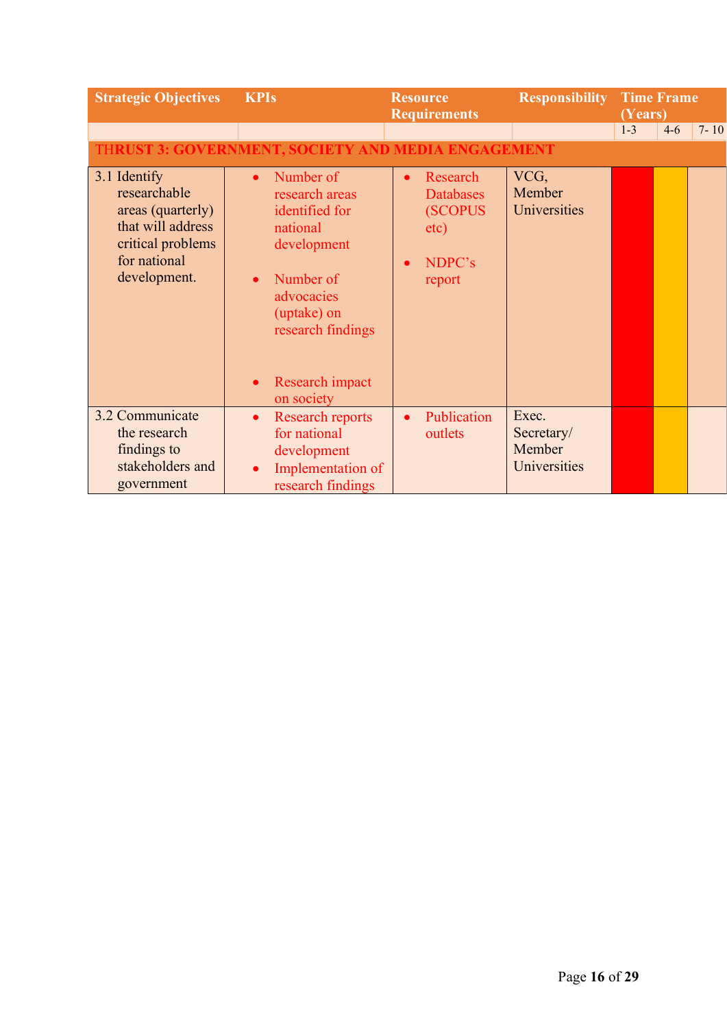| Strategic Objectives | KPIs | Resource Requirements | Responsibility | Time Frame (Years) | | |
|---|---|---|---|---|---|---|
| | | | | 1-3 | 4-6 | 7- 10 |
| **THRUST 3: GOVERNMENT, SOCIETY AND MEDIA ENGAGEMENT** | | | | | | |
| 3.1 Identify researchable areas (quarterly) that will address critical problems for national development. | • Number of research areas identified for national development<br>• Number of advocacies (uptake) on research findings<br>• Research impact on society | • Research Databases (SCOPUS etc)<br>• NDPC's report | VCG, Member Universities | | | |
| 3.2 Communicate the research findings to stakeholders and government | • Research reports for national development<br>• Implementation of research findings | • Publication outlets | Exec. Secretary/ Member Universities | | | |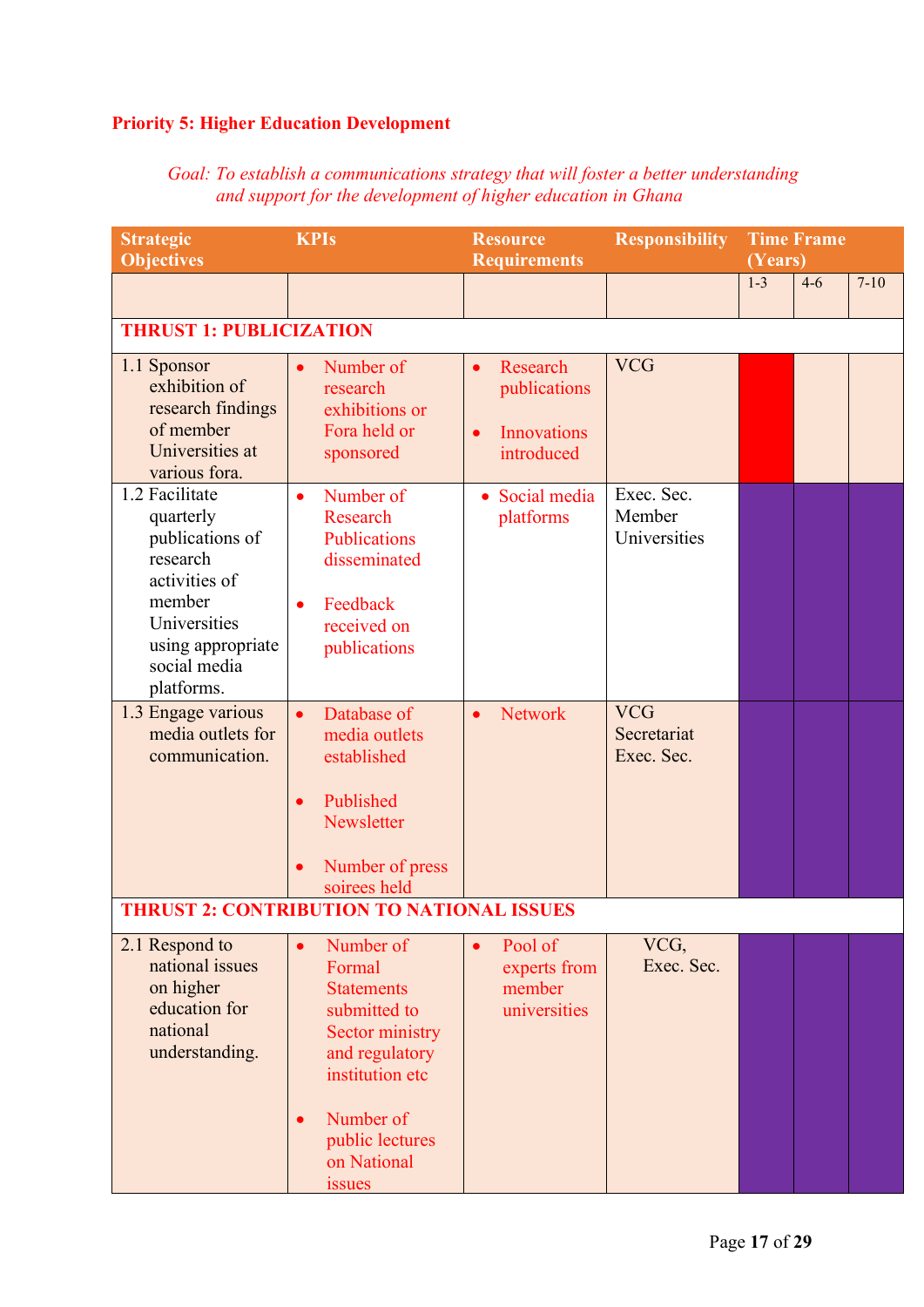**Priority 5: Higher Education Development**

*Goal: To establish a communications strategy that will foster a better understanding and support for the development of higher education in Ghana*

| Strategic Objectives | KPIs | Resource Requirements | Responsibility | Time Frame (Years) | | |
|---|---|---|---|---|---|---|
| | | | | 1-3 | 4-6 | 7-10 |
| **THRUST 1: PUBLICIZATION** | | | | | | |
| 1.1 Sponsor exhibition of research findings of member Universities at various fora. | • Number of research exhibitions or Fora held or sponsored | • Research publications<br>• Innovations introduced | VCG | | | |
| 1.2 Facilitate quarterly publications of research activities of member Universities using appropriate social media platforms. | • Number of Research Publications disseminated<br>• Feedback received on publications | • Social media platforms | Exec. Sec.<br>Member Universities | | | |
| 1.3 Engage various media outlets for communication. | • Database of media outlets established<br>• Published Newsletter<br>• Number of press soirees held | • Network | VCG<br>Secretariat<br>Exec. Sec. | | | |
| **THRUST 2: CONTRIBUTION TO NATIONAL ISSUES** | | | | | | |
| 2.1 Respond to national issues on higher education for national understanding. | • Number of Formal Statements submitted to Sector ministry and regulatory institution etc<br>• Number of public lectures on National issues | • Pool of experts from member universities | VCG,<br>Exec. Sec. | | | |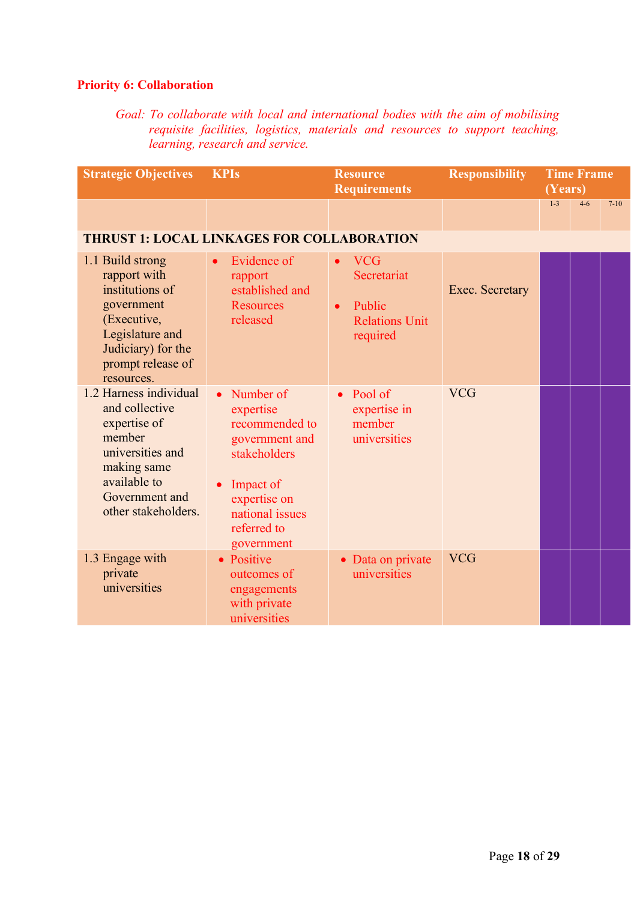**Priority 6: Collaboration**

*Goal: To collaborate with local and international bodies with the aim of mobilising requisite facilities, logistics, materials and resources to support teaching, learning, research and service.*

| Strategic Objectives | KPIs | Resource Requirements | Responsibility | Time Frame (Years) | | |
|---|---|---|---|---|---|---|
| | | | | 1-3 | 4-6 | 7-10 |
| **THRUST 1: LOCAL LINKAGES FOR COLLABORATION** | | | | | | |
| 1.1 Build strong rapport with institutions of government (Executive, Legislature and Judiciary) for the prompt release of resources. | • Evidence of rapport established and Resources released | • VCG Secretariat<br>• Public Relations Unit required | Exec. Secretary | | | |
| 1.2 Harness individual and collective expertise of member universities and making same available to Government and other stakeholders. | • Number of expertise recommended to government and stakeholders<br>• Impact of expertise on national issues referred to government | • Pool of expertise in member universities | VCG | | | |
| 1.3 Engage with private universities | • Positive outcomes of engagements with private universities | • Data on private universities | VCG | | | |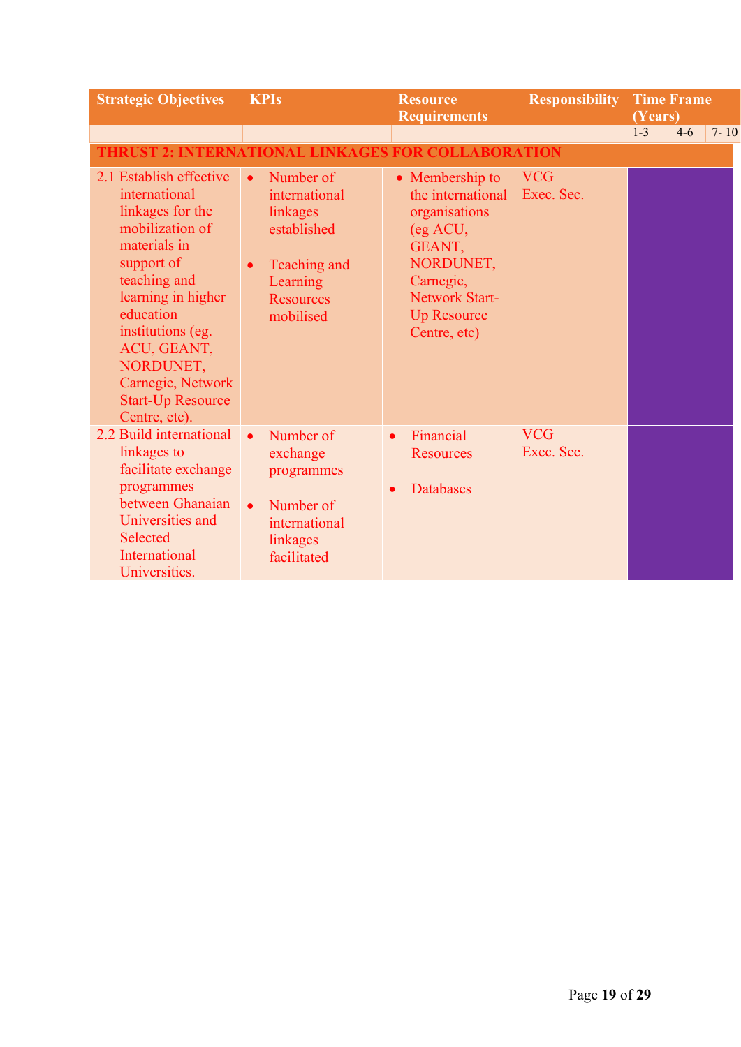| Strategic Objectives | KPIs | Resource Requirements | Responsibility | Time Frame (Years) | | |
|---|---|---|---|---|---|---|
| | | | | 1-3 | 4-6 | 7- 10 |
| **THRUST 2: INTERNATIONAL LINKAGES FOR COLLABORATION** | | | | | | |
| 2.1 Establish effective international linkages for the mobilization of materials in support of teaching and learning in higher education institutions (eg. ACU, GEANT, NORDUNET, Carnegie, Network Start-Up Resource Centre, etc). | • Number of international linkages established<br>• Teaching and Learning Resources mobilised | • Membership to the international organisations (eg ACU, GEANT, NORDUNET, Carnegie, Network Start-Up Resource Centre, etc) | VCG<br>Exec. Sec. | | | |
| 2.2 Build international linkages to facilitate exchange programmes between Ghanaian Universities and Selected International Universities. | • Number of exchange programmes<br>• Number of international linkages facilitated | • Financial Resources<br>• Databases | VCG<br>Exec. Sec. | | | |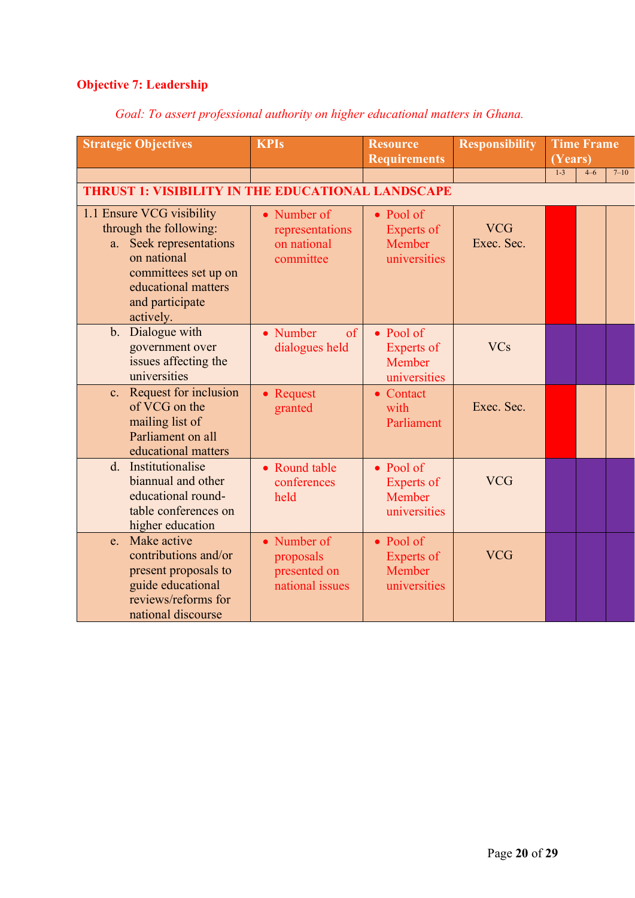**Objective 7: Leadership**

*Goal: To assert professional authority on higher educational matters in Ghana.*

| Strategic Objectives | KPIs | Resource Requirements | Responsibility | Time Frame (Years) | | |
|---|---|---|---|---|---|---|
| | | | | 1-3 | 4–6 | 7–10 |
| **THRUST 1: VISIBILITY IN THE EDUCATIONAL LANDSCAPE** | | | | | | |
| 1.1 Ensure VCG visibility through the following:<br>a. Seek representations on national committees set up on educational matters and participate actively. | • Number of representations on national committee | • Pool of Experts of Member universities | VCG Exec. Sec. | | | |
| b. Dialogue with government over issues affecting the universities | • Number of dialogues held | • Pool of Experts of Member universities | VCs | | | |
| c. Request for inclusion of VCG on the mailing list of Parliament on all educational matters | • Request granted | • Contact with Parliament | Exec. Sec. | | | |
| d. Institutionalise biannual and other educational round-table conferences on higher education | • Round table conferences held | • Pool of Experts of Member universities | VCG | | | |
| e. Make active contributions and/or present proposals to guide educational reviews/reforms for national discourse | • Number of proposals presented on national issues | • Pool of Experts of Member universities | VCG | | | |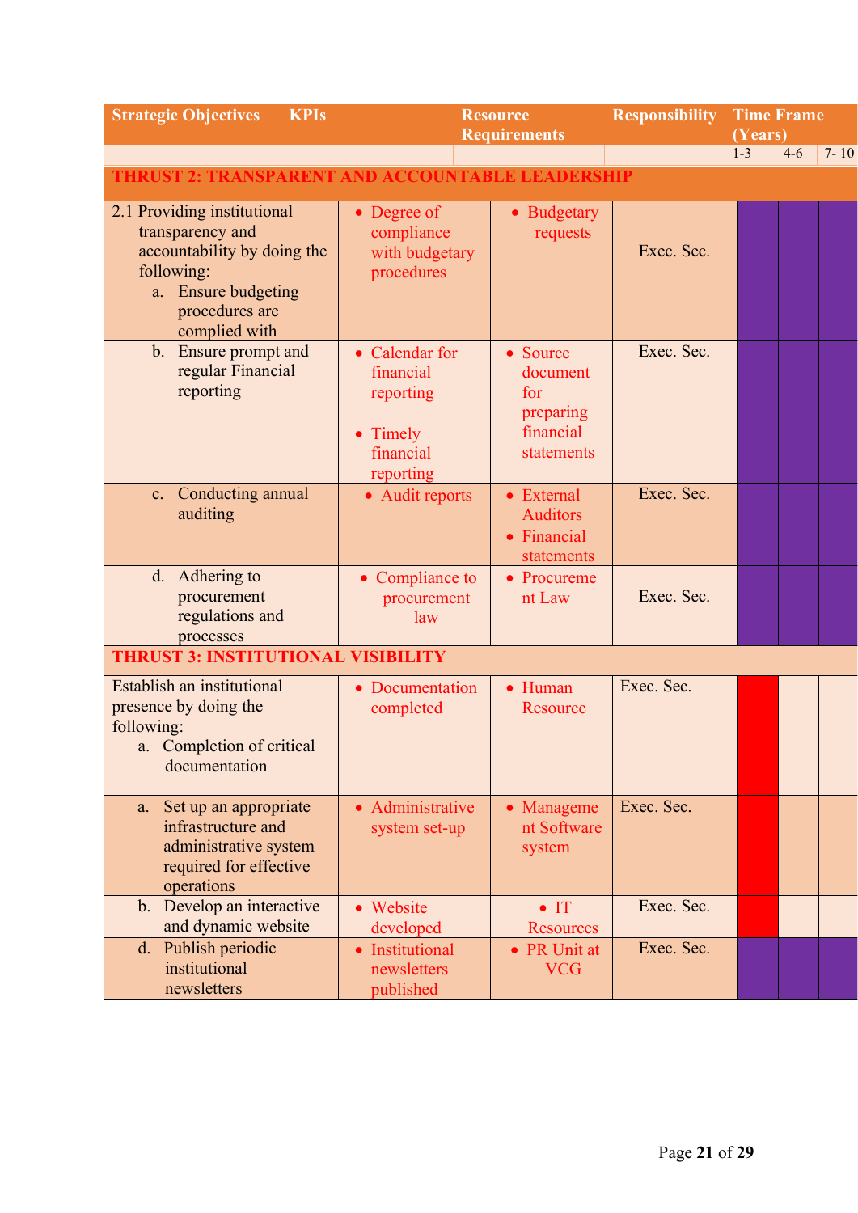| Strategic Objectives | KPIs | Resource Requirements | Responsibility | Time Frame (Years) | | |
|---|---|---|---|---|---|---|
| | | | | 1-3 | 4-6 | 7- 10 |
| **THRUST 2: TRANSPARENT AND ACCOUNTABLE LEADERSHIP** | | | | | | |
| 2.1 Providing institutional transparency and accountability by doing the following:<br>a. Ensure budgeting procedures are complied with | • Degree of compliance with budgetary procedures | • Budgetary requests | Exec. Sec. | | | |
| b. Ensure prompt and regular Financial reporting | • Calendar for financial reporting<br>• Timely financial reporting | • Source document for preparing financial statements | Exec. Sec. | | | |
| c. Conducting annual auditing | • Audit reports | • External Auditors<br>• Financial statements | Exec. Sec. | | | |
| d. Adhering to procurement regulations and processes | • Compliance to procurement law | • Procurement Law | Exec. Sec. | | | |
| **THRUST 3: INSTITUTIONAL VISIBILITY** | | | | | | |
| Establish an institutional presence by doing the following:<br>a. Completion of critical documentation | • Documentation completed | • Human Resource | Exec. Sec. | | | |
| a. Set up an appropriate infrastructure and administrative system required for effective operations | • Administrative system set-up | • Management Software system | Exec. Sec. | | | |
| b. Develop an interactive and dynamic website | • Website developed | • IT Resources | Exec. Sec. | | | |
| d. Publish periodic institutional newsletters | • Institutional newsletters published | • PR Unit at VCG | Exec. Sec. | | | |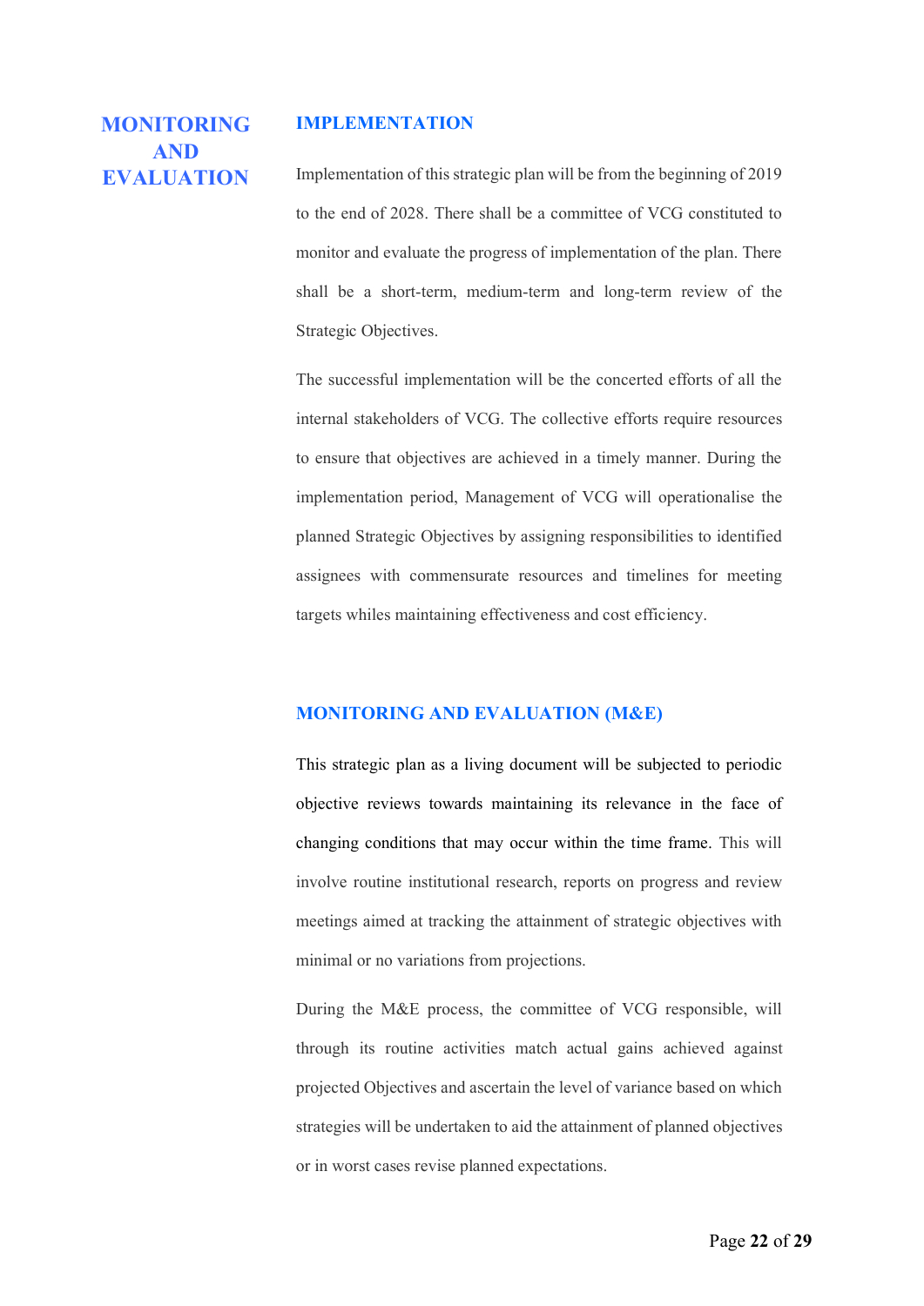# MONITORING AND EVALUATION

## IMPLEMENTATION

Implementation of this strategic plan will be from the beginning of 2019 to the end of 2028. There shall be a committee of VCG constituted to monitor and evaluate the progress of implementation of the plan. There shall be a short-term, medium-term and long-term review of the Strategic Objectives.

The successful implementation will be the concerted efforts of all the internal stakeholders of VCG. The collective efforts require resources to ensure that objectives are achieved in a timely manner. During the implementation period, Management of VCG will operationalise the planned Strategic Objectives by assigning responsibilities to identified assignees with commensurate resources and timelines for meeting targets whiles maintaining effectiveness and cost efficiency.

## MONITORING AND EVALUATION (M&E)

This strategic plan as a living document will be subjected to periodic objective reviews towards maintaining its relevance in the face of changing conditions that may occur within the time frame. This will involve routine institutional research, reports on progress and review meetings aimed at tracking the attainment of strategic objectives with minimal or no variations from projections.

During the M&E process, the committee of VCG responsible, will through its routine activities match actual gains achieved against projected Objectives and ascertain the level of variance based on which strategies will be undertaken to aid the attainment of planned objectives or in worst cases revise planned expectations.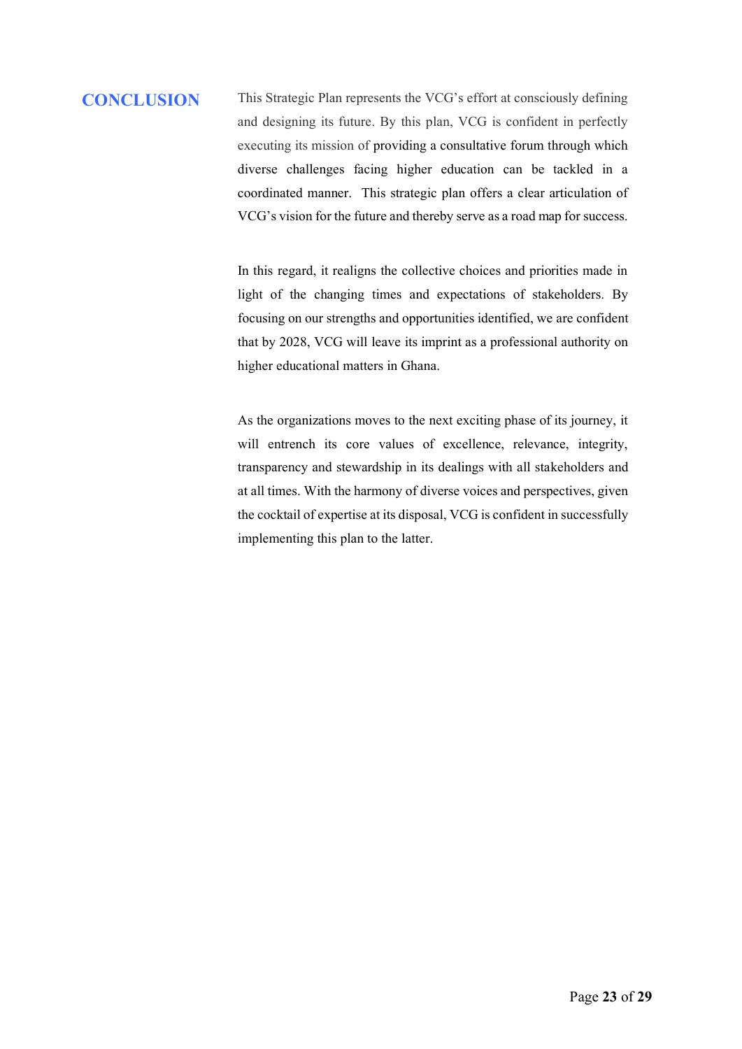## CONCLUSION

This Strategic Plan represents the VCG's effort at consciously defining and designing its future. By this plan, VCG is confident in perfectly executing its mission of providing a consultative forum through which diverse challenges facing higher education can be tackled in a coordinated manner. This strategic plan offers a clear articulation of VCG's vision for the future and thereby serve as a road map for success.

In this regard, it realigns the collective choices and priorities made in light of the changing times and expectations of stakeholders. By focusing on our strengths and opportunities identified, we are confident that by 2028, VCG will leave its imprint as a professional authority on higher educational matters in Ghana.

As the organizations moves to the next exciting phase of its journey, it will entrench its core values of excellence, relevance, integrity, transparency and stewardship in its dealings with all stakeholders and at all times. With the harmony of diverse voices and perspectives, given the cocktail of expertise at its disposal, VCG is confident in successfully implementing this plan to the latter.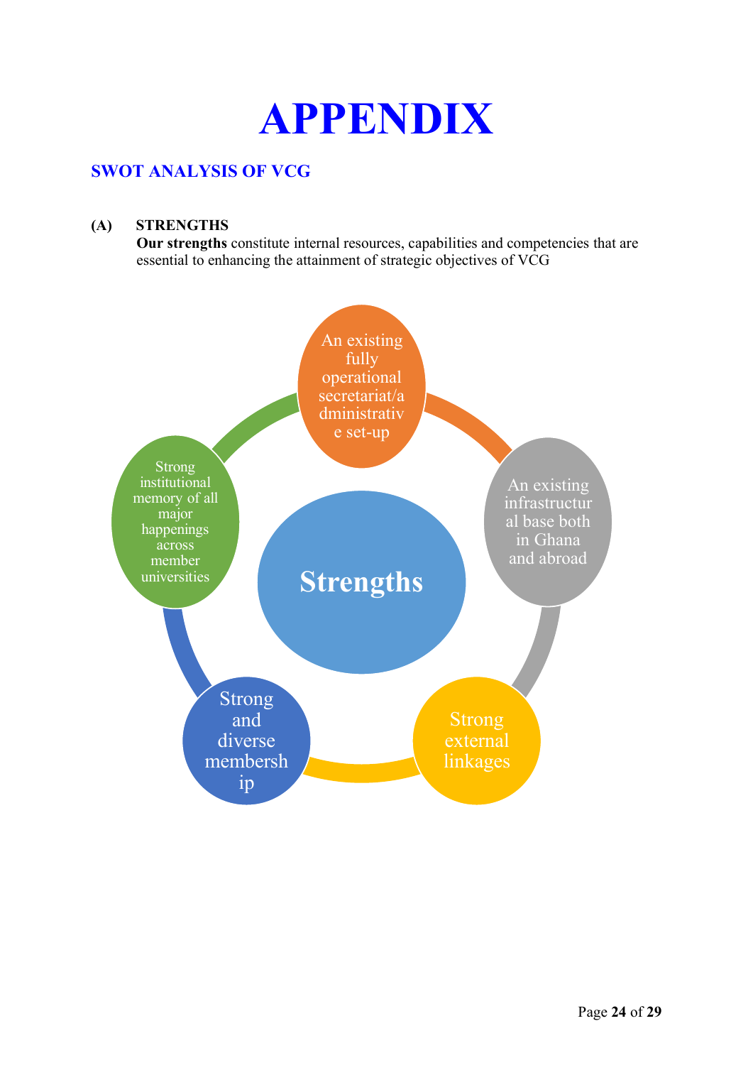# APPENDIX

## SWOT ANALYSIS OF VCG

### (A) STRENGTHS

**Our strengths** constitute internal resources, capabilities and competencies that are essential to enhancing the attainment of strategic objectives of VCG

**Strengths**

- An existing fully operational secretariat/administrative set-up
- An existing infrastructural base both in Ghana and abroad
- Strong external linkages
- Strong and diverse membership
- Strong institutional memory of all major happenings across member universities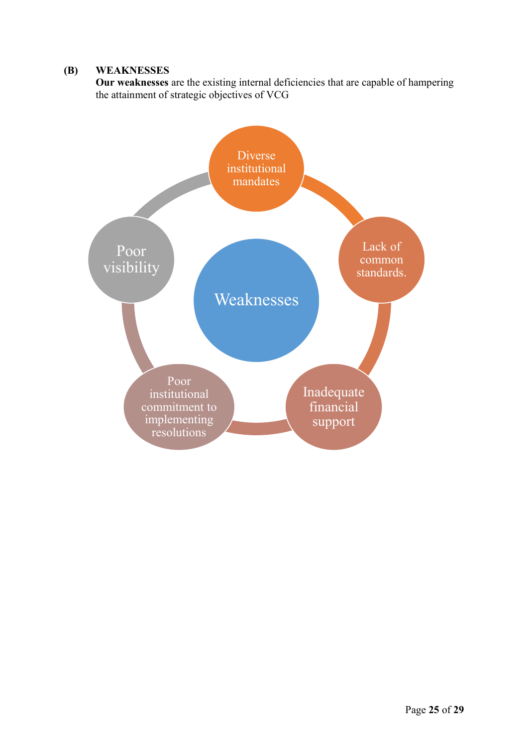**(B) WEAKNESSES**

**Our weaknesses** are the existing internal deficiencies that are capable of hampering the attainment of strategic objectives of VCG

- Weaknesses
  - Diverse institutional mandates
  - Lack of common standards.
  - Inadequate financial support
  - Poor institutional commitment to implementing resolutions
  - Poor visibility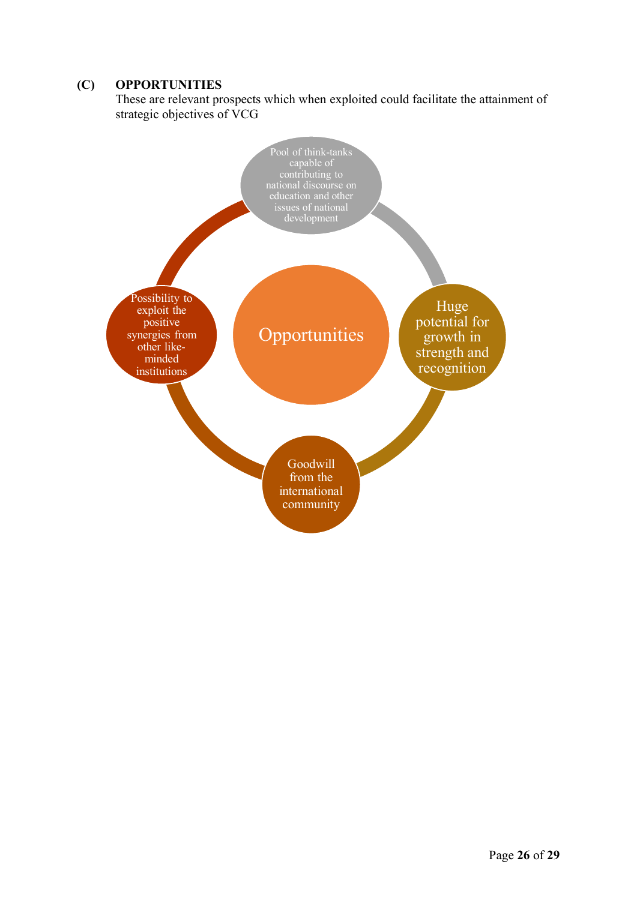## (C) OPPORTUNITIES

These are relevant prospects which when exploited could facilitate the attainment of strategic objectives of VCG

Opportunities

- Pool of think-tanks capable of contributing to national discourse on education and other issues of national development
- Huge potential for growth in strength and recognition
- Goodwill from the international community
- Possibility to exploit the positive synergies from other like-minded institutions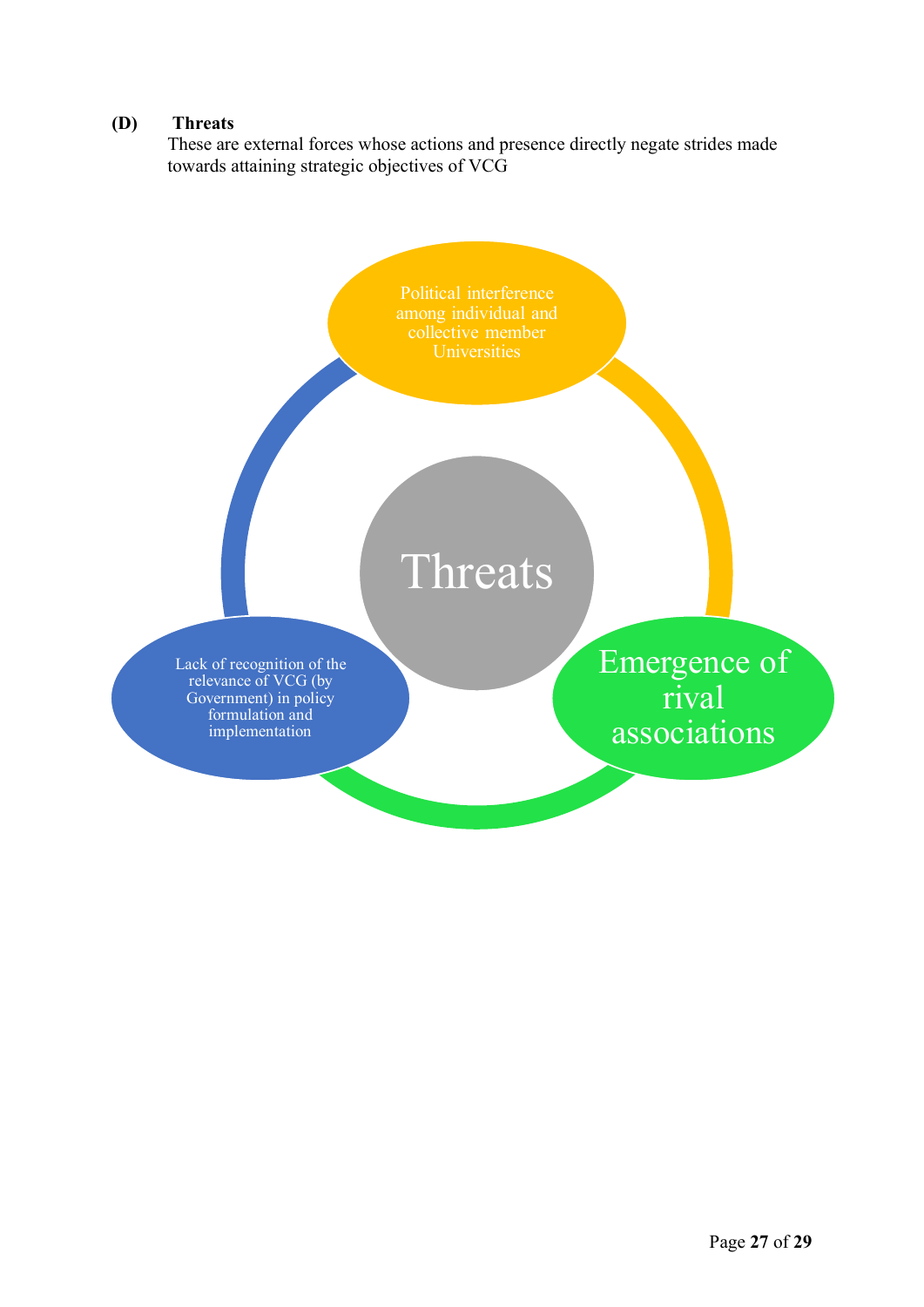**(D) Threats**

These are external forces whose actions and presence directly negate strides made towards attaining strategic objectives of VCG

Threats

- Political interference among individual and collective member Universities
- Emergence of rival associations
- Lack of recognition of the relevance of VCG (by Government) in policy formulation and implementation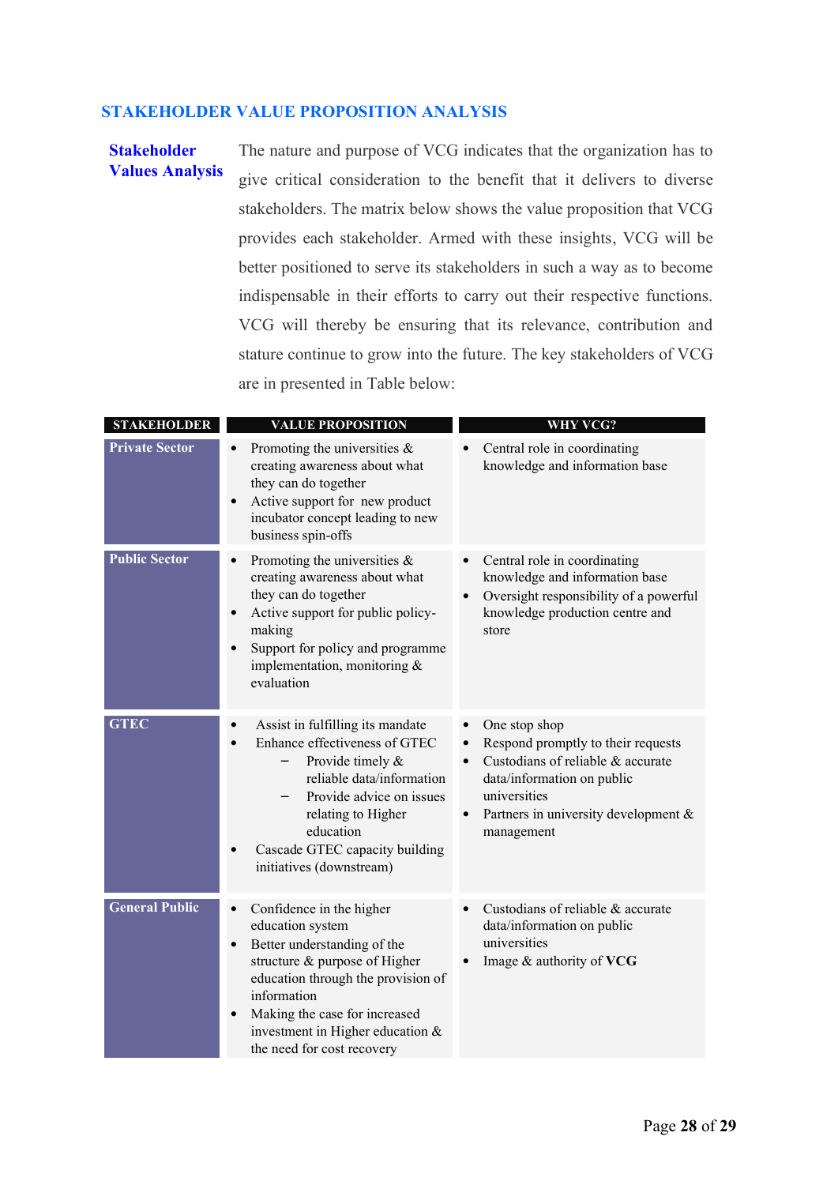## STAKEHOLDER VALUE PROPOSITION ANALYSIS

**Stakeholder Values Analysis**

The nature and purpose of VCG indicates that the organization has to give critical consideration to the benefit that it delivers to diverse stakeholders. The matrix below shows the value proposition that VCG provides each stakeholder. Armed with these insights, VCG will be better positioned to serve its stakeholders in such a way as to become indispensable in their efforts to carry out their respective functions. VCG will thereby be ensuring that its relevance, contribution and stature continue to grow into the future. The key stakeholders of VCG are in presented in Table below:

| STAKEHOLDER | VALUE PROPOSITION | WHY VCG? |
|---|---|---|
| **Private Sector** | • Promoting the universities & creating awareness about what they can do together<br>• Active support for new product incubator concept leading to new business spin-offs | • Central role in coordinating knowledge and information base |
| **Public Sector** | • Promoting the universities & creating awareness about what they can do together<br>• Active support for public policy-making<br>• Support for policy and programme implementation, monitoring & evaluation | • Central role in coordinating knowledge and information base<br>• Oversight responsibility of a powerful knowledge production centre and store |
| **GTEC** | • Assist in fulfilling its mandate<br>• Enhance effectiveness of GTEC<br>&nbsp;&nbsp;&nbsp;– Provide timely & reliable data/information<br>&nbsp;&nbsp;&nbsp;– Provide advice on issues relating to Higher education<br>• Cascade GTEC capacity building initiatives (downstream) | • One stop shop<br>• Respond promptly to their requests<br>• Custodians of reliable & accurate data/information on public universities<br>• Partners in university development & management |
| **General Public** | • Confidence in the higher education system<br>• Better understanding of the structure & purpose of Higher education through the provision of information<br>• Making the case for increased investment in Higher education & the need for cost recovery | • Custodians of reliable & accurate data/information on public universities<br>• Image & authority of **VCG** |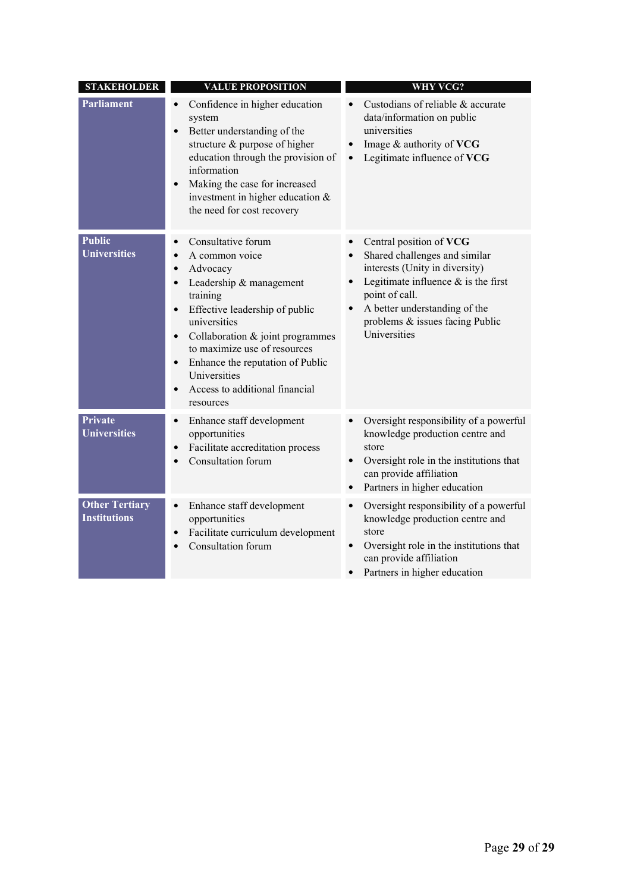| STAKEHOLDER | VALUE PROPOSITION | WHY VCG? |
|---|---|---|
| **Parliament** | • Confidence in higher education system<br>• Better understanding of the structure & purpose of higher education through the provision of information<br>• Making the case for increased investment in higher education & the need for cost recovery | • Custodians of reliable & accurate data/information on public universities<br>• Image & authority of **VCG**<br>• Legitimate influence of **VCG** |
| **Public Universities** | • Consultative forum<br>• A common voice<br>• Advocacy<br>• Leadership & management training<br>• Effective leadership of public universities<br>• Collaboration & joint programmes to maximize use of resources<br>• Enhance the reputation of Public Universities<br>• Access to additional financial resources | • Central position of **VCG**<br>• Shared challenges and similar interests (Unity in diversity)<br>• Legitimate influence & is the first point of call.<br>• A better understanding of the problems & issues facing Public Universities |
| **Private Universities** | • Enhance staff development opportunities<br>• Facilitate accreditation process<br>• Consultation forum | • Oversight responsibility of a powerful knowledge production centre and store<br>• Oversight role in the institutions that can provide affiliation<br>• Partners in higher education |
| **Other Tertiary Institutions** | • Enhance staff development opportunities<br>• Facilitate curriculum development<br>• Consultation forum | • Oversight responsibility of a powerful knowledge production centre and store<br>• Oversight role in the institutions that can provide affiliation<br>• Partners in higher education |